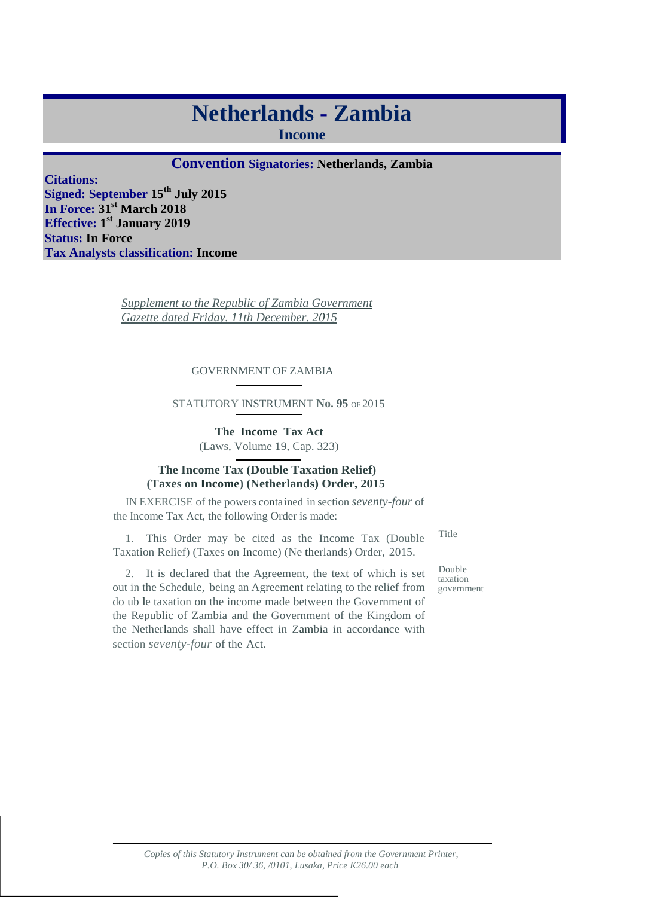# Netherlands - Zambia

**Income**

**Convention Signatories: Netherlands, Zambia**

**Citations:**
**Signed: September 15th July 2015**
**In Force: 31st March 2018**
**Effective: 1st January 2019**
**Status: In Force**
**Tax Analysts classification: Income**

*Supplement to the Republic of Zambia Government Gazette dated Friday, 11th December, 2015*

GOVERNMENT OF ZAMBIA

STATUTORY INSTRUMENT **No. 95** OF 2015

**The Income Tax Act**
(Laws, Volume 19, Cap. 323)

**The Income Tax (Double Taxation Relief) (Taxes on Income) (Netherlands) Order, 2015**

IN EXERCISE of the powers contained in section *seventy-four* of the Income Tax Act, the following Order is made:

Title

1. This Order may be cited as the Income Tax (Double Taxation Relief) (Taxes on Income) (Netherlands) Order, 2015.

Double taxation government

2. It is declared that the Agreement, the text of which is set out in the Schedule, being an Agreement relating to the relief from double taxation on the income made between the Government of the Republic of Zambia and the Government of the Kingdom of the Netherlands shall have effect in Zambia in accordance with section *seventy-four* of the Act.

*Copies of this Statutory Instrument can be obtained from the Government Printer, P.O. Box 30/36, /0101, Lusaka, Price K26.00 each*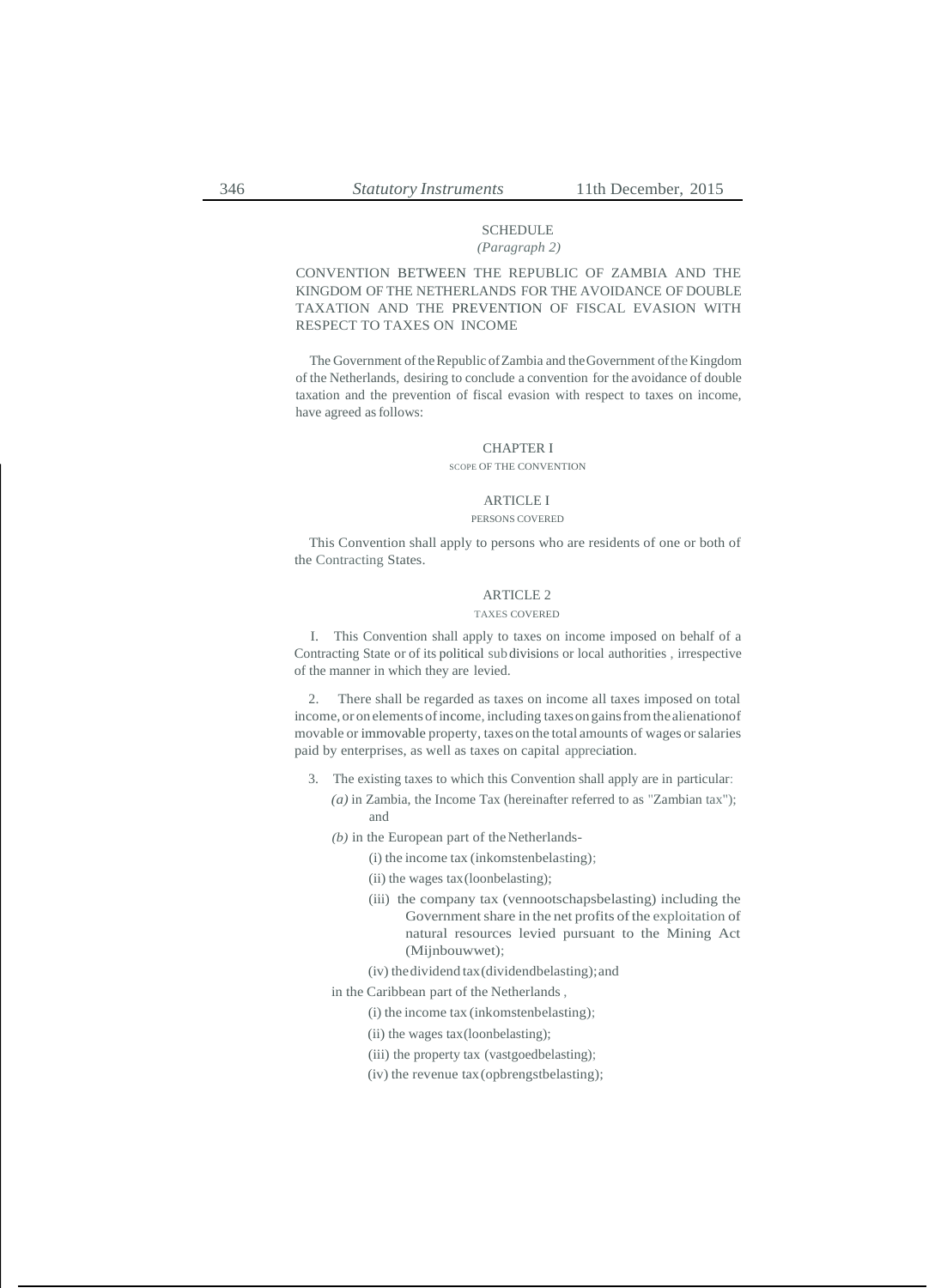SCHEDULE

*(Paragraph 2)*

CONVENTION BETWEEN THE REPUBLIC OF ZAMBIA AND THE KINGDOM OF THE NETHERLANDS FOR THE AVOIDANCE OF DOUBLE TAXATION AND THE PREVENTION OF FISCAL EVASION WITH RESPECT TO TAXES ON INCOME

The Government of the Republic of Zambia and the Government of the Kingdom of the Netherlands, desiring to conclude a convention for the avoidance of double taxation and the prevention of fiscal evasion with respect to taxes on income, have agreed as follows:

## CHAPTER I

### SCOPE OF THE CONVENTION

### ARTICLE I

#### PERSONS COVERED

This Convention shall apply to persons who are residents of one or both of the Contracting States.

### ARTICLE 2

#### TAXES COVERED

I. This Convention shall apply to taxes on income imposed on behalf of a Contracting State or of its political sub divisions or local authorities , irrespective of the manner in which they are levied.

2. There shall be regarded as taxes on income all taxes imposed on total income, or on elements of income, including taxes on gains from the alienation of movable or immovable property, taxes on the total amounts of wages or salaries paid by enterprises, as well as taxes on capital appreciation.

3. The existing taxes to which this Convention shall apply are in particular:

*(a)* in Zambia, the Income Tax (hereinafter referred to as "Zambian tax"); and

*(b)* in the European part of the Netherlands-

(i) the income tax (inkomstenbelasting);

(ii) the wages tax (loonbelasting);

(iii) the company tax (vennootschapsbelasting) including the Government share in the net profits of the exploitation of natural resources levied pursuant to the Mining Act (Mijnbouwwet);

(iv) the dividend tax (dividendbelasting); and

in the Caribbean part of the Netherlands ,

(i) the income tax (inkomstenbelasting);

(ii) the wages tax (loonbelasting);

(iii) the property tax (vastgoedbelasting);

(iv) the revenue tax (opbrengstbelasting);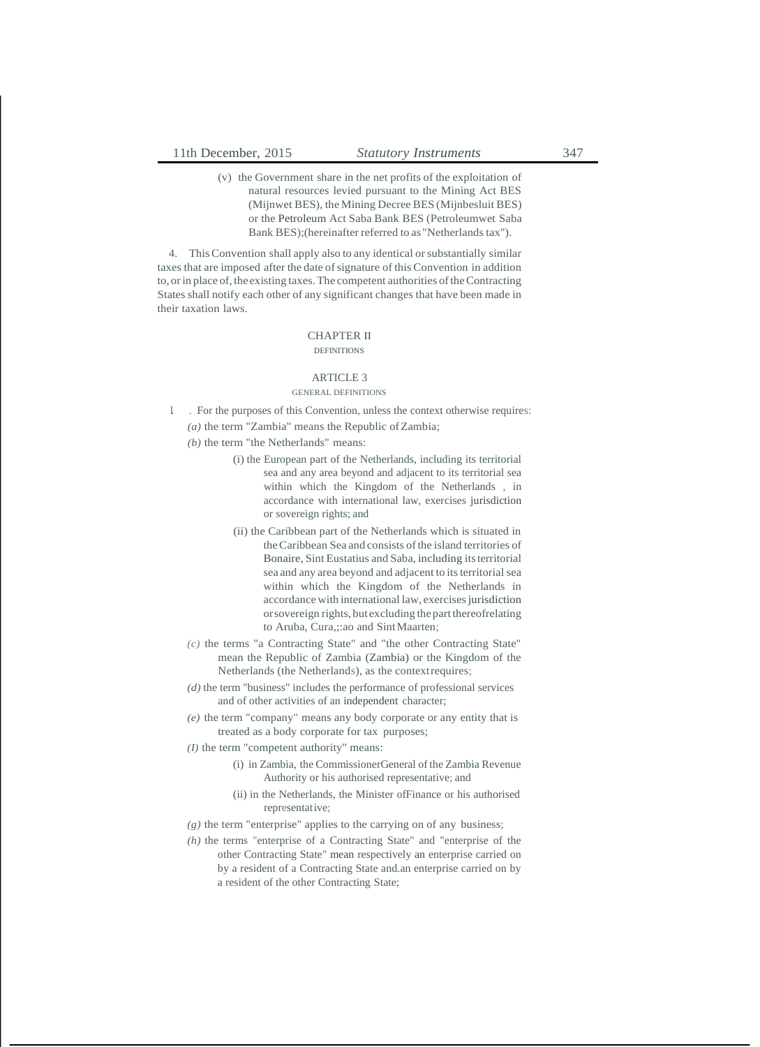(v) the Government share in the net profits of the exploitation of natural resources levied pursuant to the Mining Act BES (Mijnwet BES), the Mining Decree BES (Mijnbesluit BES) or the Petroleum Act Saba Bank BES (Petroleumwet Saba Bank BES);(hereinafter referred to as "Netherlands tax").

4. This Convention shall apply also to any identical or substantially similar taxes that are imposed after the date of signature of this Convention in addition to, or in place of, the existing taxes. The competent authorities of the Contracting States shall notify each other of any significant changes that have been made in their taxation laws.

## CHAPTER II

### DEFINITIONS

### ARTICLE 3

#### GENERAL DEFINITIONS

1. For the purposes of this Convention, unless the context otherwise requires:

*(a)* the term "Zambia" means the Republic of Zambia;

*(b)* the term "the Netherlands" means:

(i) the European part of the Netherlands, including its territorial sea and any area beyond and adjacent to its territorial sea within which the Kingdom of the Netherlands , in accordance with international law, exercises jurisdiction or sovereign rights; and

(ii) the Caribbean part of the Netherlands which is situated in the Caribbean Sea and consists of the island territories of Bonaire, Sint Eustatius and Saba, including its territorial sea and any area beyond and adjacent to its territorial sea within which the Kingdom of the Netherlands in accordance with international law, exercises jurisdiction or sovereign rights, but excluding the part thereof relating to Aruba, Cura,;:ao and Sint Maarten;

*(c)* the terms "a Contracting State" and "the other Contracting State" mean the Republic of Zambia (Zambia) or the Kingdom of the Netherlands (the Netherlands), as the context requires;

*(d)* the term "business" includes the performance of professional services and of other activities of an independent character;

*(e)* the term "company" means any body corporate or any entity that is treated as a body corporate for tax purposes;

*(I)* the term "competent authority" means:

(i) in Zambia, the CommissionerGeneral of the Zambia Revenue Authority or his authorised representative; and

(ii) in the Netherlands, the Minister ofFinance or his authorised representative;

*(g)* the term "enterprise" applies to the carrying on of any business;

*(h)* the terms "enterprise of a Contracting State" and "enterprise of the other Contracting State" mean respectively an enterprise carried on by a resident of a Contracting State and.an enterprise carried on by a resident of the other Contracting State;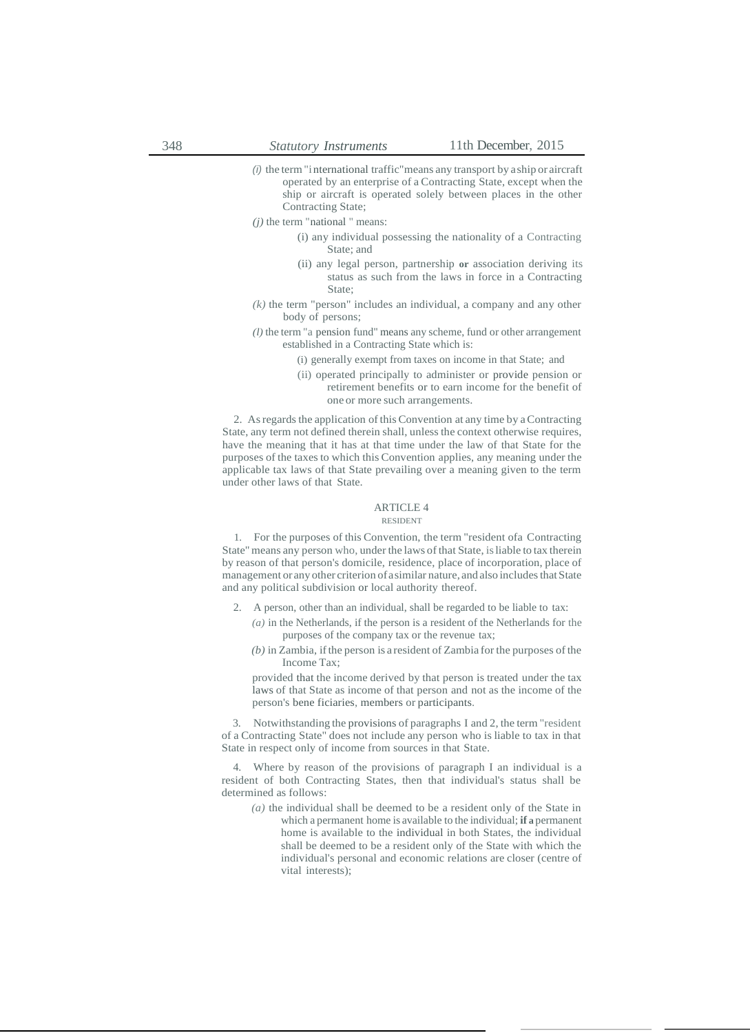*(i)* the term "international traffic" means any transport by a ship or aircraft operated by an enterprise of a Contracting State, except when the ship or aircraft is operated solely between places in the other Contracting State;

*(j)* the term "national " means:

(i) any individual possessing the nationality of a Contracting State; and

(ii) any legal person, partnership **or** association deriving its status as such from the laws in force in a Contracting State;

*(k)* the term "person" includes an individual, a company and any other body of persons;

*(l)* the term "a pension fund" means any scheme, fund or other arrangement established in a Contracting State which is:

(i) generally exempt from taxes on income in that State; and

(ii) operated principally to administer or provide pension or retirement benefits or to earn income for the benefit of one or more such arrangements.

2. As regards the application of this Convention at any time by a Contracting State, any term not defined therein shall, unless the context otherwise requires, have the meaning that it has at that time under the law of that State for the purposes of the taxes to which this Convention applies, any meaning under the applicable tax laws of that State prevailing over a meaning given to the term under other laws of that State.

## ARTICLE 4

### RESIDENT

1. For the purposes of this Convention, the term "resident ofa Contracting State" means any person who, under the laws of that State, is liable to tax therein by reason of that person's domicile, residence, place of incorporation, place of management or any other criterion of a similar nature, and also includes that State and any political subdivision or local authority thereof.

2. A person, other than an individual, shall be regarded to be liable to tax:

*(a)* in the Netherlands, if the person is a resident of the Netherlands for the purposes of the company tax or the revenue tax;

*(b)* in Zambia, if the person is a resident of Zambia for the purposes of the Income Tax;

provided that the income derived by that person is treated under the tax laws of that State as income of that person and not as the income of the person's bene ficiaries, members or participants.

3. Notwithstanding the provisions of paragraphs I and 2, the term "resident of a Contracting State" does not include any person who is liable to tax in that State in respect only of income from sources in that State.

4. Where by reason of the provisions of paragraph I an individual is a resident of both Contracting States, then that individual's status shall be determined as follows:

*(a)* the individual shall be deemed to be a resident only of the State in which a permanent home is available to the individual; **if a** permanent home is available to the individual in both States, the individual shall be deemed to be a resident only of the State with which the individual's personal and economic relations are closer (centre of vital interests);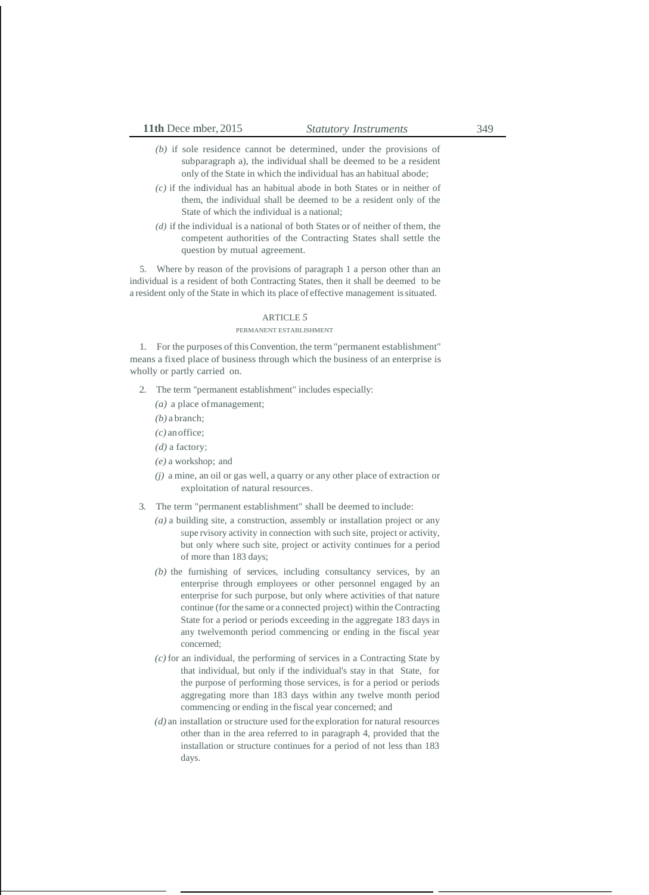*(b)* if sole residence cannot be determined, under the provisions of subparagraph a), the individual shall be deemed to be a resident only of the State in which the individual has an habitual abode;

*(c)* if the individual has an habitual abode in both States or in neither of them, the individual shall be deemed to be a resident only of the State of which the individual is a national;

*(d)* if the individual is a national of both States or of neither of them, the competent authorities of the Contracting States shall settle the question by mutual agreement.

5. Where by reason of the provisions of paragraph 1 a person other than an individual is a resident of both Contracting States, then it shall be deemed to be a resident only of the State in which its place of effective management is situated.

ARTICLE *5*

PERMANENT ESTABLISHMENT

1. For the purposes of this Convention, the term "permanent establishment" means a fixed place of business through which the business of an enterprise is wholly or partly carried on.

2. The term "permanent establishment" includes especially:

*(a)* a place of management;

*(b)* a branch;

*(c)* an office;

*(d)* a factory;

*(e)* a workshop; and

*(j)* a mine, an oil or gas well, a quarry or any other place of extraction or exploitation of natural resources.

3. The term "permanent establishment" shall be deemed to include:

*(a)* a building site, a construction, assembly or installation project or any supe rvisory activity in connection with such site, project or activity, but only where such site, project or activity continues for a period of more than 183 days;

*(b)* the furnishing of services, including consultancy services, by an enterprise through employees or other personnel engaged by an enterprise for such purpose, but only where activities of that nature continue (for the same or a connected project) within the Contracting State for a period or periods exceeding in the aggregate 183 days in any twelvemonth period commencing or ending in the fiscal year concerned;

*(c)* for an individual, the performing of services in a Contracting State by that individual, but only if the individual's stay in that State, for the purpose of performing those services, is for a period or periods aggregating more than 183 days within any twelve month period commencing or ending in the fiscal year concerned; and

*(d)* an installation or structure used for the exploration for natural resources other than in the area referred to in paragraph 4, provided that the installation or structure continues for a period of not less than 183 days.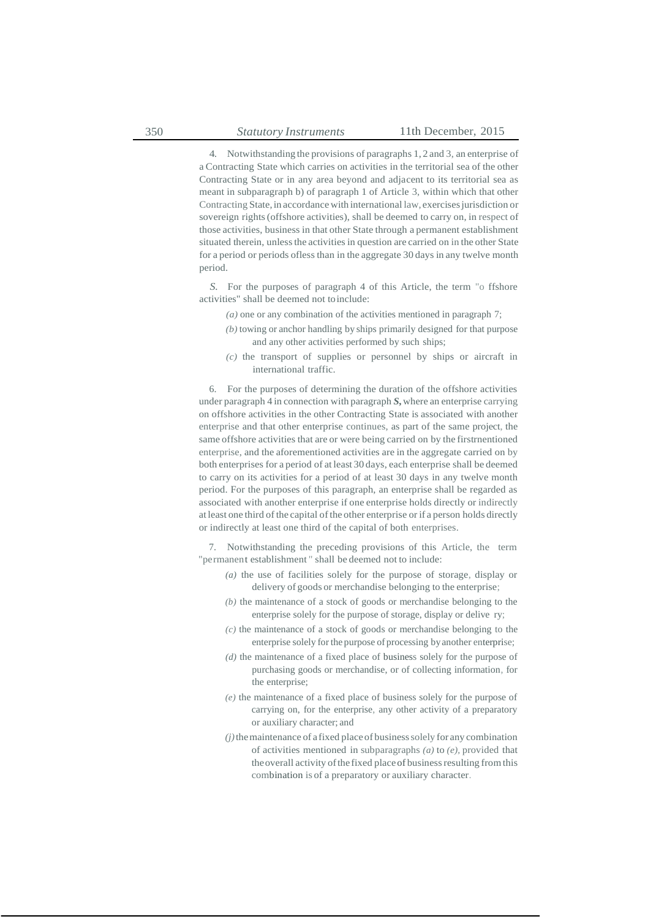4. Notwithstanding the provisions of paragraphs 1, 2 and 3, an enterprise of a Contracting State which carries on activities in the territorial sea of the other Contracting State or in any area beyond and adjacent to its territorial sea as meant in subparagraph b) of paragraph 1 of Article 3, within which that other Contracting State, in accordance with international law, exercises jurisdiction or sovereign rights (offshore activities), shall be deemed to carry on, in respect of those activities, business in that other State through a permanent establishment situated therein, unless the activities in question are carried on in the other State for a period or periods ofless than in the aggregate 30 days in any twelve month period.

*S*. For the purposes of paragraph 4 of this Article, the term "o ffshore activities" shall be deemed not to include:

- *(a)* one or any combination of the activities mentioned in paragraph 7;
- *(b)* towing or anchor handling by ships primarily designed for that purpose and any other activities performed by such ships;
- *(c)* the transport of supplies or personnel by ships or aircraft in international traffic.

6. For the purposes of determining the duration of the offshore activities under paragraph 4 in connection with paragraph ***S*,** where an enterprise carrying on offshore activities in the other Contracting State is associated with another enterprise and that other enterprise continues, as part of the same project, the same offshore activities that are or were being carried on by the firstrnentioned enterprise, and the aforementioned activities are in the aggregate carried on by both enterprises for a period of at least 30 days, each enterprise shall be deemed to carry on its activities for a period of at least 30 days in any twelve month period. For the purposes of this paragraph, an enterprise shall be regarded as associated with another enterprise if one enterprise holds directly or indirectly at least one third of the capital of the other enterprise or if a person holds directly or indirectly at least one third of the capital of both enterprises.

7. Notwithstanding the preceding provisions of this Article, the term "permanent establishment " shall be deemed not to include:

- *(a)* the use of facilities solely for the purpose of storage, display or delivery of goods or merchandise belonging to the enterprise;
- *(b)* the maintenance of a stock of goods or merchandise belonging to the enterprise solely for the purpose of storage, display or delive ry;
- *(c)* the maintenance of a stock of goods or merchandise belonging to the enterprise solely for the purpose of processing by another enterprise;
- *(d)* the maintenance of a fixed place of business solely for the purpose of purchasing goods or merchandise, or of collecting information, for the enterprise;
- *(e)* the maintenance of a fixed place of business solely for the purpose of carrying on, for the enterprise, any other activity of a preparatory or auxiliary character; and
- *(j)* the maintenance of a fixed place of business solely for any combination of activities mentioned in subparagraphs *(a)* to *(e)*, provided that the overall activity of the fixed place of business resulting from this combination is of a preparatory or auxiliary character.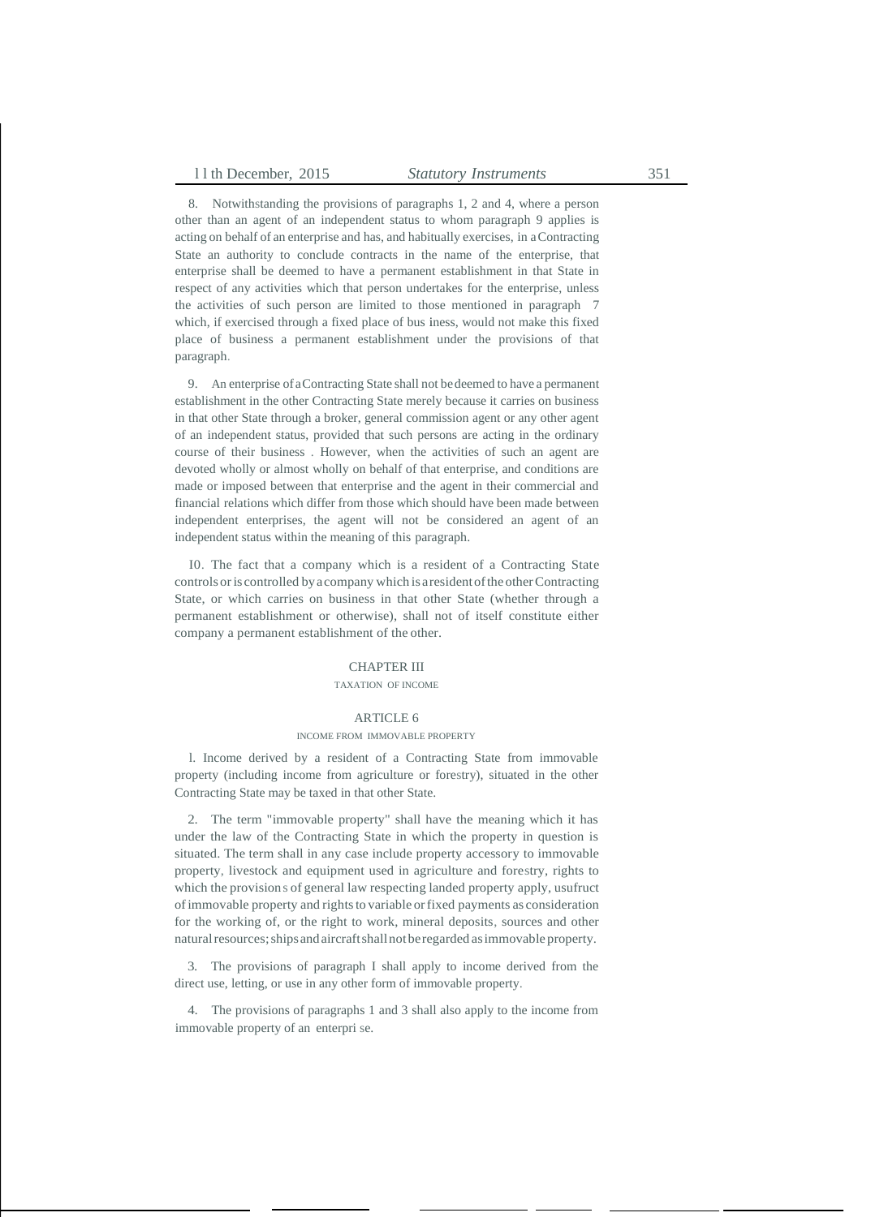8. Notwithstanding the provisions of paragraphs 1, 2 and 4, where a person other than an agent of an independent status to whom paragraph 9 applies is acting on behalf of an enterprise and has, and habitually exercises, in a Contracting State an authority to conclude contracts in the name of the enterprise, that enterprise shall be deemed to have a permanent establishment in that State in respect of any activities which that person undertakes for the enterprise, unless the activities of such person are limited to those mentioned in paragraph 7 which, if exercised through a fixed place of business, would not make this fixed place of business a permanent establishment under the provisions of that paragraph.

9. An enterprise of a Contracting State shall not be deemed to have a permanent establishment in the other Contracting State merely because it carries on business in that other State through a broker, general commission agent or any other agent of an independent status, provided that such persons are acting in the ordinary course of their business . However, when the activities of such an agent are devoted wholly or almost wholly on behalf of that enterprise, and conditions are made or imposed between that enterprise and the agent in their commercial and financial relations which differ from those which should have been made between independent enterprises, the agent will not be considered an agent of an independent status within the meaning of this paragraph.

10. The fact that a company which is a resident of a Contracting State controls or is controlled by a company which is a resident of the other Contracting State, or which carries on business in that other State (whether through a permanent establishment or otherwise), shall not of itself constitute either company a permanent establishment of the other.

## CHAPTER III

### TAXATION OF INCOME

## ARTICLE 6

### INCOME FROM IMMOVABLE PROPERTY

1. Income derived by a resident of a Contracting State from immovable property (including income from agriculture or forestry), situated in the other Contracting State may be taxed in that other State.

2. The term "immovable property" shall have the meaning which it has under the law of the Contracting State in which the property in question is situated. The term shall in any case include property accessory to immovable property, livestock and equipment used in agriculture and forestry, rights to which the provisions of general law respecting landed property apply, usufruct of immovable property and rights to variable or fixed payments as consideration for the working of, or the right to work, mineral deposits, sources and other natural resources; ships and aircraft shall not be regarded as immovable property.

3. The provisions of paragraph I shall apply to income derived from the direct use, letting, or use in any other form of immovable property.

4. The provisions of paragraphs 1 and 3 shall also apply to the income from immovable property of an enterprise.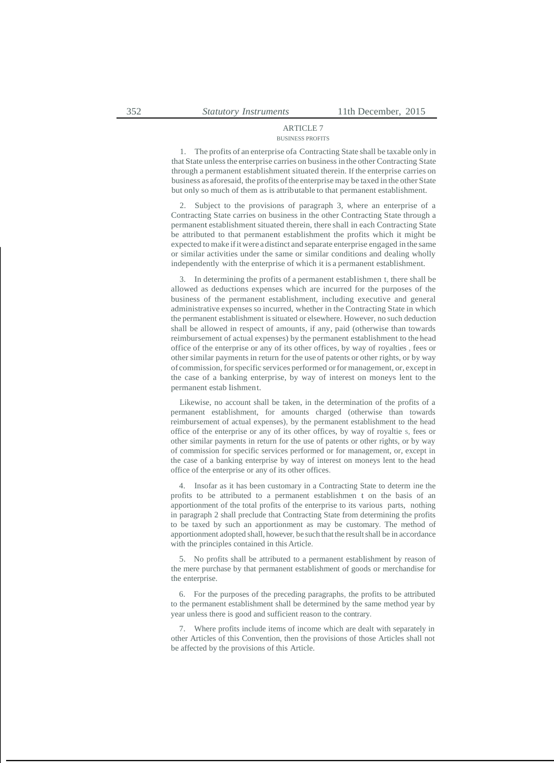## ARTICLE 7

### BUSINESS PROFITS

1. The profits of an enterprise ofa Contracting State shall be taxable only in that State unless the enterprise carries on business in the other Contracting State through a permanent establishment situated therein. If the enterprise carries on business as aforesaid, the profits of the enterprise may be taxed in the other State but only so much of them as is attributable to that permanent establishment.

2. Subject to the provisions of paragraph 3, where an enterprise of a Contracting State carries on business in the other Contracting State through a permanent establishment situated therein, there shall in each Contracting State be attributed to that permanent establishment the profits which it might be expected to make if it were a distinct and separate enterprise engaged in the same or similar activities under the same or similar conditions and dealing wholly independently with the enterprise of which it is a permanent establishment.

3. In determining the profits of a permanent establishmen t, there shall be allowed as deductions expenses which are incurred for the purposes of the business of the permanent establishment, including executive and general administrative expenses so incurred, whether in the Contracting State in which the permanent establishment is situated or elsewhere. However, no such deduction shall be allowed in respect of amounts, if any, paid (otherwise than towards reimbursement of actual expenses) by the permanent establishment to the head office of the enterprise or any of its other offices, by way of royalties , fees or other similar payments in return for the use of patents or other rights, or by way of commission, for specific services performed or for management, or, except in the case of a banking enterprise, by way of interest on moneys lent to the permanent estab lishment.

Likewise, no account shall be taken, in the determination of the profits of a permanent establishment, for amounts charged (otherwise than towards reimbursement of actual expenses), by the permanent establishment to the head office of the enterprise or any of its other offices, by way of royaltie s, fees or other similar payments in return for the use of patents or other rights, or by way of commission for specific services performed or for management, or, except in the case of a banking enterprise by way of interest on moneys lent to the head office of the enterprise or any of its other offices.

4. Insofar as it has been customary in a Contracting State to determ ine the profits to be attributed to a permanent establishmen t on the basis of an apportionment of the total profits of the enterprise to its various parts, nothing in paragraph 2 shall preclude that Contracting State from determining the profits to be taxed by such an apportionment as may be customary. The method of apportionment adopted shall, however, be such that the result shall be in accordance with the principles contained in this Article.

5. No profits shall be attributed to a permanent establishment by reason of the mere purchase by that permanent establishment of goods or merchandise for the enterprise.

6. For the purposes of the preceding paragraphs, the profits to be attributed to the permanent establishment shall be determined by the same method year by year unless there is good and sufficient reason to the contrary.

7. Where profits include items of income which are dealt with separately in other Articles of this Convention, then the provisions of those Articles shall not be affected by the provisions of this Article.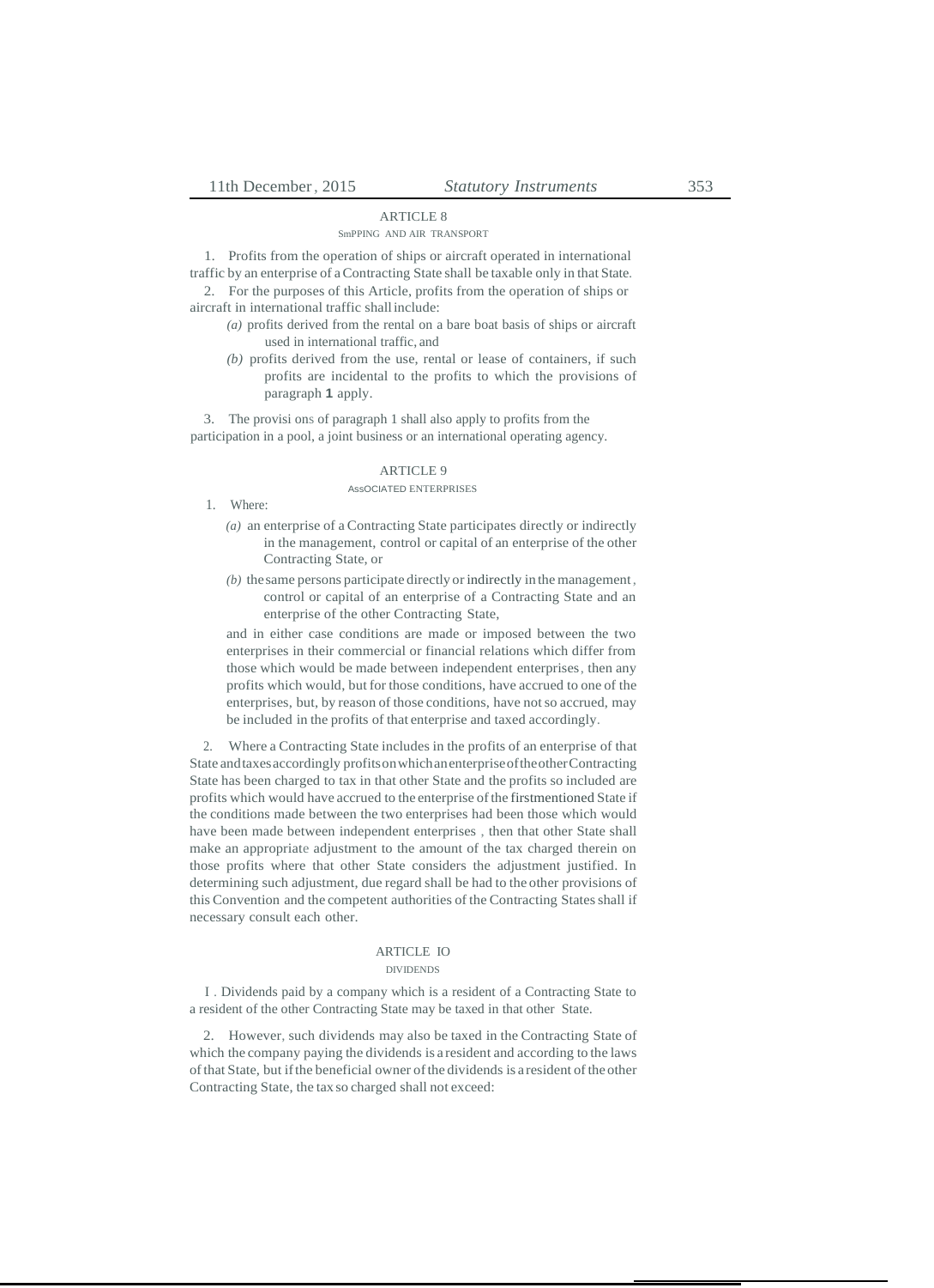## ARTICLE 8

### SmPPING AND AIR TRANSPORT

1. Profits from the operation of ships or aircraft operated in international traffic by an enterprise of a Contracting State shall be taxable only in that State.

2. For the purposes of this Article, profits from the operation of ships or aircraft in international traffic shall include:

*(a)* profits derived from the rental on a bare boat basis of ships or aircraft used in international traffic, and

*(b)* profits derived from the use, rental or lease of containers, if such profits are incidental to the profits to which the provisions of paragraph **1** apply.

3. The provisi ons of paragraph 1 shall also apply to profits from the participation in a pool, a joint business or an international operating agency.

## ARTICLE 9

### AssOCIATED ENTERPRISES

1. Where:

*(a)* an enterprise of a Contracting State participates directly or indirectly in the management, control or capital of an enterprise of the other Contracting State, or

*(b)* the same persons participate directly or indirectly in the management, control or capital of an enterprise of a Contracting State and an enterprise of the other Contracting State,

and in either case conditions are made or imposed between the two enterprises in their commercial or financial relations which differ from those which would be made between independent enterprises, then any profits which would, but for those conditions, have accrued to one of the enterprises, but, by reason of those conditions, have not so accrued, may be included in the profits of that enterprise and taxed accordingly.

2. Where a Contracting State includes in the profits of an enterprise of that State and taxes accordingly profits on which an enterprise of the other Contracting State has been charged to tax in that other State and the profits so included are profits which would have accrued to the enterprise of the firstmentioned State if the conditions made between the two enterprises had been those which would have been made between independent enterprises , then that other State shall make an appropriate adjustment to the amount of the tax charged therein on those profits where that other State considers the adjustment justified. In determining such adjustment, due regard shall be had to the other provisions of this Convention and the competent authorities of the Contracting States shall if necessary consult each other.

## ARTICLE IO

### DIVIDENDS

I . Dividends paid by a company which is a resident of a Contracting State to a resident of the other Contracting State may be taxed in that other State.

2. However, such dividends may also be taxed in the Contracting State of which the company paying the dividends is a resident and according to the laws of that State, but if the beneficial owner of the dividends is a resident of the other Contracting State, the tax so charged shall not exceed: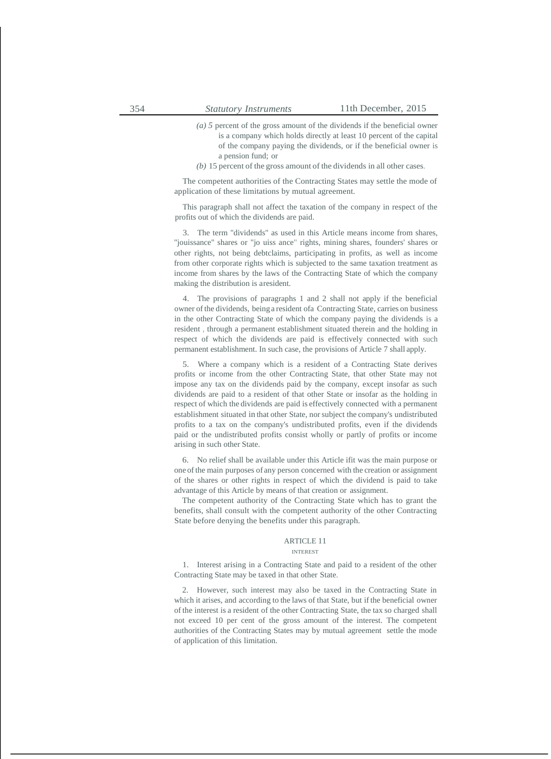*(a)* 5 percent of the gross amount of the dividends if the beneficial owner is a company which holds directly at least 10 percent of the capital of the company paying the dividends, or if the beneficial owner is a pension fund; or

*(b)* 15 percent of the gross amount of the dividends in all other cases.

The competent authorities of the Contracting States may settle the mode of application of these limitations by mutual agreement.

This paragraph shall not affect the taxation of the company in respect of the profits out of which the dividends are paid.

3. The term "dividends" as used in this Article means income from shares, "jouissance" shares or "jo uiss ance" rights, mining shares, founders' shares or other rights, not being debtclaims, participating in profits, as well as income from other corporate rights which is subjected to the same taxation treatment as income from shares by the laws of the Contracting State of which the company making the distribution is aresident.

4. The provisions of paragraphs 1 and 2 shall not apply if the beneficial owner of the dividends, being a resident ofa Contracting State, carries on business in the other Contracting State of which the company paying the dividends is a resident , through a permanent establishment situated therein and the holding in respect of which the dividends are paid is effectively connected with such permanent establishment. In such case, the provisions of Article 7 shall apply.

5. Where a company which is a resident of a Contracting State derives profits or income from the other Contracting State, that other State may not impose any tax on the dividends paid by the company, except insofar as such dividends are paid to a resident of that other State or insofar as the holding in respect of which the dividends are paid is effectively connected with a permanent establishment situated in that other State, nor subject the company's undistributed profits to a tax on the company's undistributed profits, even if the dividends paid or the undistributed profits consist wholly or partly of profits or income arising in such other State.

6. No relief shall be available under this Article ifit was the main purpose or one of the main purposes of any person concerned with the creation or assignment of the shares or other rights in respect of which the dividend is paid to take advantage of this Article by means of that creation or assignment.

The competent authority of the Contracting State which has to grant the benefits, shall consult with the competent authority of the other Contracting State before denying the benefits under this paragraph.

## ARTICLE 11

### INTEREST

1. Interest arising in a Contracting State and paid to a resident of the other Contracting State may be taxed in that other State.

2. However, such interest may also be taxed in the Contracting State in which it arises, and according to the laws of that State, but if the beneficial owner of the interest is a resident of the other Contracting State, the tax so charged shall not exceed 10 per cent of the gross amount of the interest. The competent authorities of the Contracting States may by mutual agreement settle the mode of application of this limitation.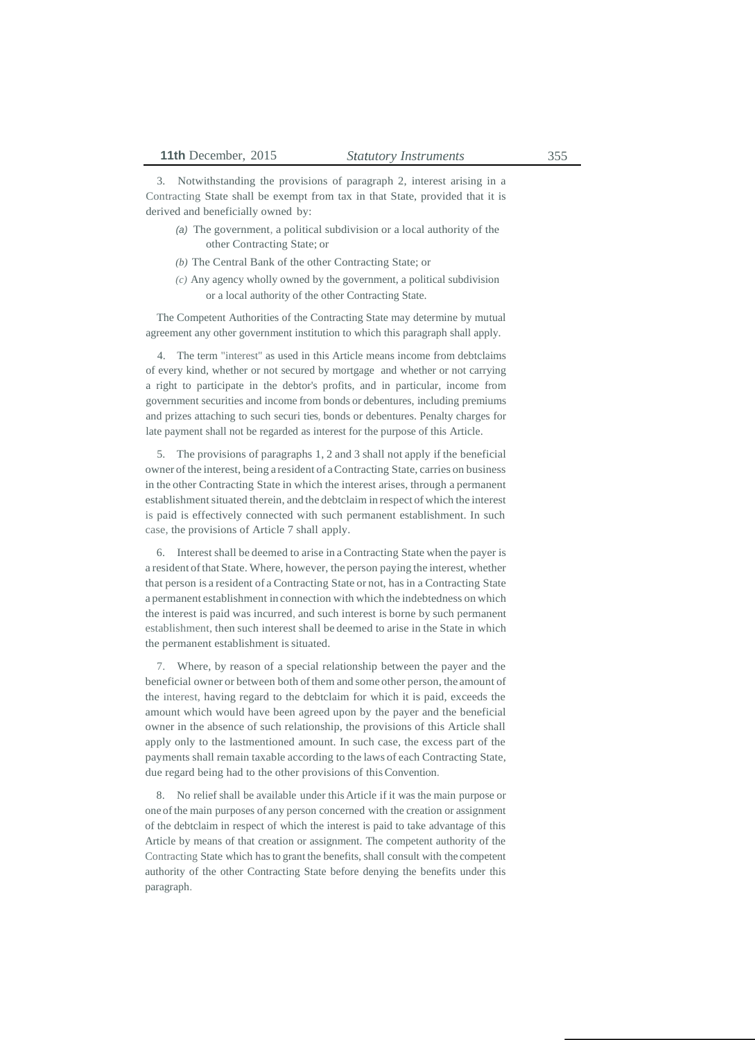3. Notwithstanding the provisions of paragraph 2, interest arising in a Contracting State shall be exempt from tax in that State, provided that it is derived and beneficially owned by:

*(a)* The government, a political subdivision or a local authority of the other Contracting State; or

*(b)* The Central Bank of the other Contracting State; or

*(c)* Any agency wholly owned by the government, a political subdivision or a local authority of the other Contracting State.

The Competent Authorities of the Contracting State may determine by mutual agreement any other government institution to which this paragraph shall apply.

4. The term "interest" as used in this Article means income from debtclaims of every kind, whether or not secured by mortgage and whether or not carrying a right to participate in the debtor's profits, and in particular, income from government securities and income from bonds or debentures, including premiums and prizes attaching to such securi ties, bonds or debentures. Penalty charges for late payment shall not be regarded as interest for the purpose of this Article.

5. The provisions of paragraphs 1, 2 and 3 shall not apply if the beneficial owner of the interest, being a resident of a Contracting State, carries on business in the other Contracting State in which the interest arises, through a permanent establishment situated therein, and the debtclaim in respect of which the interest is paid is effectively connected with such permanent establishment. In such case, the provisions of Article 7 shall apply.

6. Interest shall be deemed to arise in a Contracting State when the payer is a resident of that State. Where, however, the person paying the interest, whether that person is a resident of a Contracting State or not, has in a Contracting State a permanent establishment in connection with which the indebtedness on which the interest is paid was incurred, and such interest is borne by such permanent establishment, then such interest shall be deemed to arise in the State in which the permanent establishment is situated.

7. Where, by reason of a special relationship between the payer and the beneficial owner or between both of them and some other person, the amount of the interest, having regard to the debtclaim for which it is paid, exceeds the amount which would have been agreed upon by the payer and the beneficial owner in the absence of such relationship, the provisions of this Article shall apply only to the lastmentioned amount. In such case, the excess part of the payments shall remain taxable according to the laws of each Contracting State, due regard being had to the other provisions of this Convention.

8. No relief shall be available under this Article if it was the main purpose or one of the main purposes of any person concerned with the creation or assignment of the debtclaim in respect of which the interest is paid to take advantage of this Article by means of that creation or assignment. The competent authority of the Contracting State which has to grant the benefits, shall consult with the competent authority of the other Contracting State before denying the benefits under this paragraph.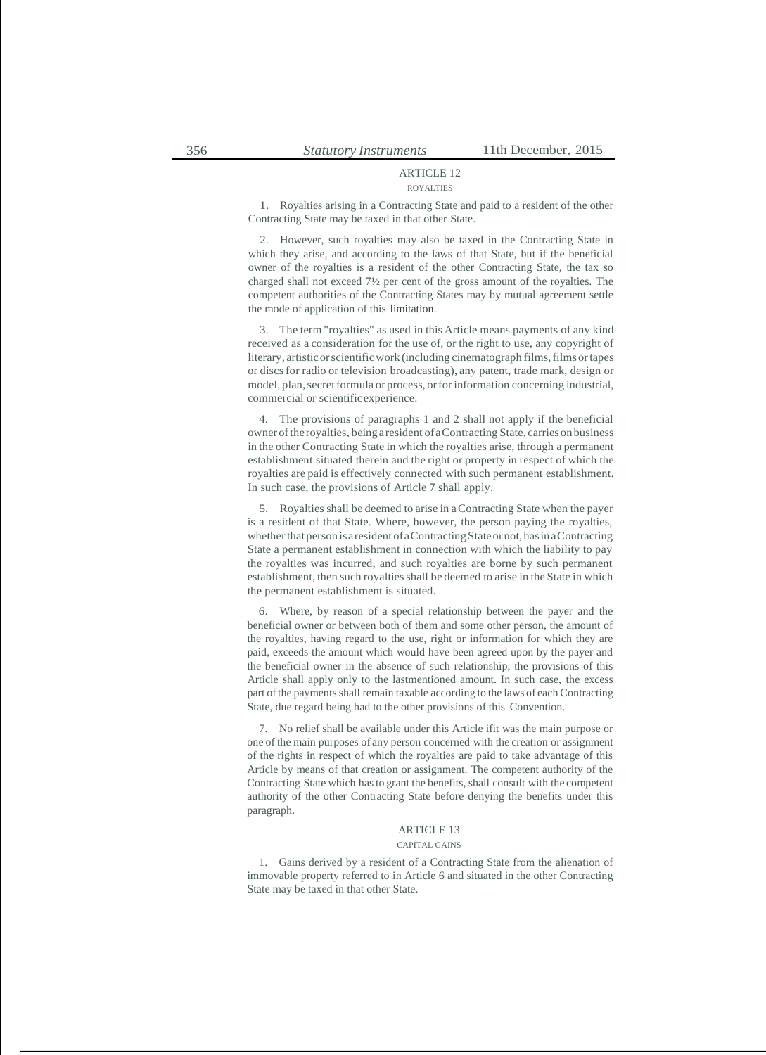## ARTICLE 12

### ROYALTIES

1. Royalties arising in a Contracting State and paid to a resident of the other Contracting State may be taxed in that other State.

2. However, such royalties may also be taxed in the Contracting State in which they arise, and according to the laws of that State, but if the beneficial owner of the royalties is a resident of the other Contracting State, the tax so charged shall not exceed 7½ per cent of the gross amount of the royalties. The competent authorities of the Contracting States may by mutual agreement settle the mode of application of this limitation.

3. The term "royalties" as used in this Article means payments of any kind received as a consideration for the use of, or the right to use, any copyright of literary, artistic or scientific work (including cinematograph films, films or tapes or discs for radio or television broadcasting), any patent, trade mark, design or model, plan, secret formula or process, or for information concerning industrial, commercial or scientific experience.

4. The provisions of paragraphs 1 and 2 shall not apply if the beneficial owner of the royalties, being a resident of a Contracting State, carries on business in the other Contracting State in which the royalties arise, through a permanent establishment situated therein and the right or property in respect of which the royalties are paid is effectively connected with such permanent establishment. In such case, the provisions of Article 7 shall apply.

5. Royalties shall be deemed to arise in a Contracting State when the payer is a resident of that State. Where, however, the person paying the royalties, whether that person is a resident of a Contracting State or not, has in a Contracting State a permanent establishment in connection with which the liability to pay the royalties was incurred, and such royalties are borne by such permanent establishment, then such royalties shall be deemed to arise in the State in which the permanent establishment is situated.

6. Where, by reason of a special relationship between the payer and the beneficial owner or between both of them and some other person, the amount of the royalties, having regard to the use, right or information for which they are paid, exceeds the amount which would have been agreed upon by the payer and the beneficial owner in the absence of such relationship, the provisions of this Article shall apply only to the lastmentioned amount. In such case, the excess part of the payments shall remain taxable according to the laws of each Contracting State, due regard being had to the other provisions of this Convention.

7. No relief shall be available under this Article ifit was the main purpose or one of the main purposes of any person concerned with the creation or assignment of the rights in respect of which the royalties are paid to take advantage of this Article by means of that creation or assignment. The competent authority of the Contracting State which has to grant the benefits, shall consult with the competent authority of the other Contracting State before denying the benefits under this paragraph.

## ARTICLE 13

### CAPITAL GAINS

1. Gains derived by a resident of a Contracting State from the alienation of immovable property referred to in Article 6 and situated in the other Contracting State may be taxed in that other State.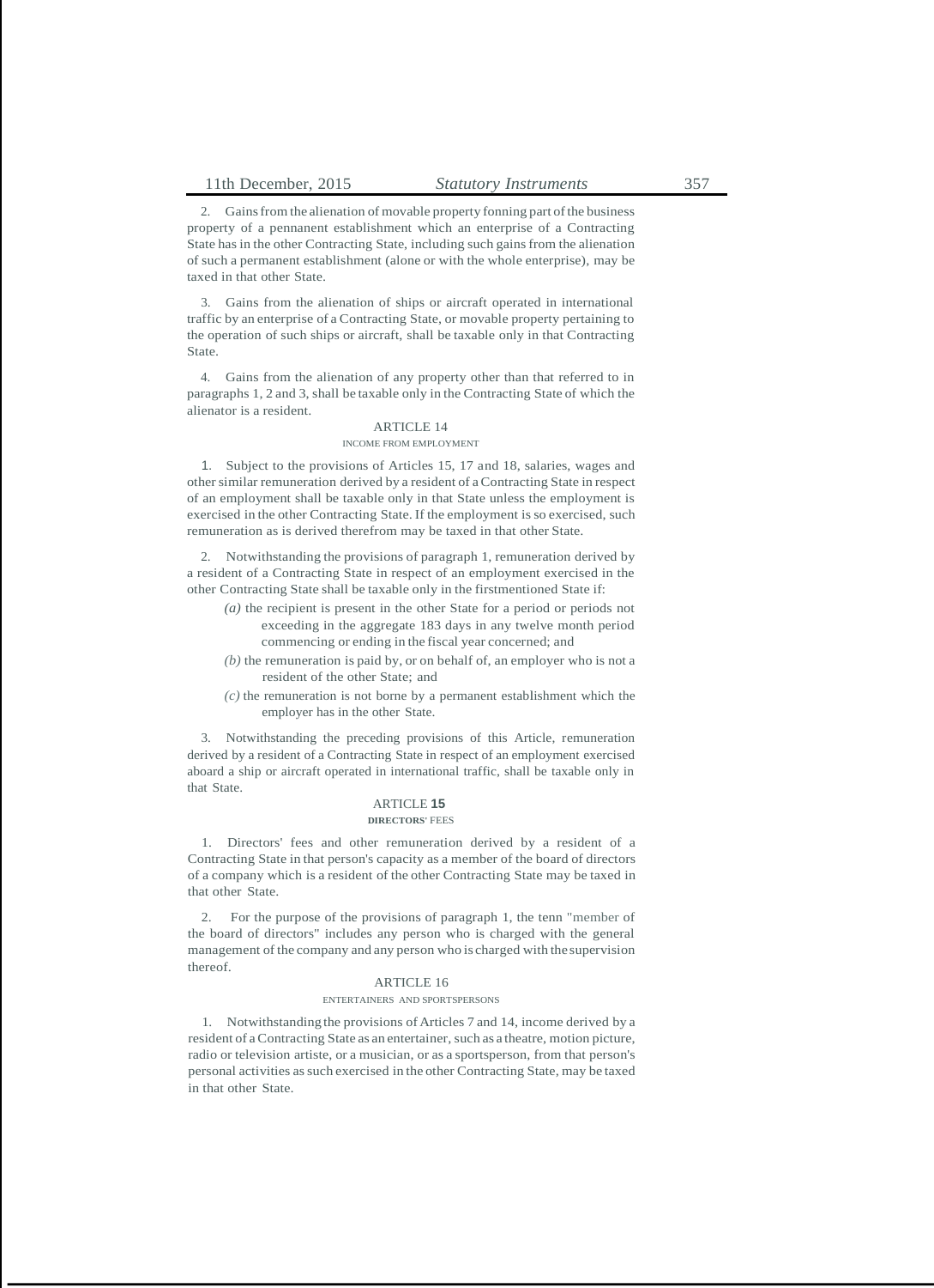2. Gains from the alienation of movable property fonning part of the business property of a pennanent establishment which an enterprise of a Contracting State has in the other Contracting State, including such gains from the alienation of such a permanent establishment (alone or with the whole enterprise), may be taxed in that other State.

3. Gains from the alienation of ships or aircraft operated in international traffic by an enterprise of a Contracting State, or movable property pertaining to the operation of such ships or aircraft, shall be taxable only in that Contracting State.

4. Gains from the alienation of any property other than that referred to in paragraphs 1, 2 and 3, shall be taxable only in the Contracting State of which the alienator is a resident.

## ARTICLE 14

### INCOME FROM EMPLOYMENT

1. Subject to the provisions of Articles 15, 17 and 18, salaries, wages and other similar remuneration derived by a resident of a Contracting State in respect of an employment shall be taxable only in that State unless the employment is exercised in the other Contracting State. If the employment is so exercised, such remuneration as is derived therefrom may be taxed in that other State.

2. Notwithstanding the provisions of paragraph 1, remuneration derived by a resident of a Contracting State in respect of an employment exercised in the other Contracting State shall be taxable only in the firstmentioned State if:

*(a)* the recipient is present in the other State for a period or periods not exceeding in the aggregate 183 days in any twelve month period commencing or ending in the fiscal year concerned; and

*(b)* the remuneration is paid by, or on behalf of, an employer who is not a resident of the other State; and

*(c)* the remuneration is not borne by a permanent establishment which the employer has in the other State.

3. Notwithstanding the preceding provisions of this Article, remuneration derived by a resident of a Contracting State in respect of an employment exercised aboard a ship or aircraft operated in international traffic, shall be taxable only in that State.

## ARTICLE 15

### DIRECTORS' FEES

1. Directors' fees and other remuneration derived by a resident of a Contracting State in that person's capacity as a member of the board of directors of a company which is a resident of the other Contracting State may be taxed in that other State.

2. For the purpose of the provisions of paragraph 1, the tenn "member of the board of directors" includes any person who is charged with the general management of the company and any person who is charged with the supervision thereof.

## ARTICLE 16

### ENTERTAINERS AND SPORTSPERSONS

1. Notwithstanding the provisions of Articles 7 and 14, income derived by a resident of a Contracting State as an entertainer, such as a theatre, motion picture, radio or television artiste, or a musician, or as a sportsperson, from that person's personal activities as such exercised in the other Contracting State, may be taxed in that other State.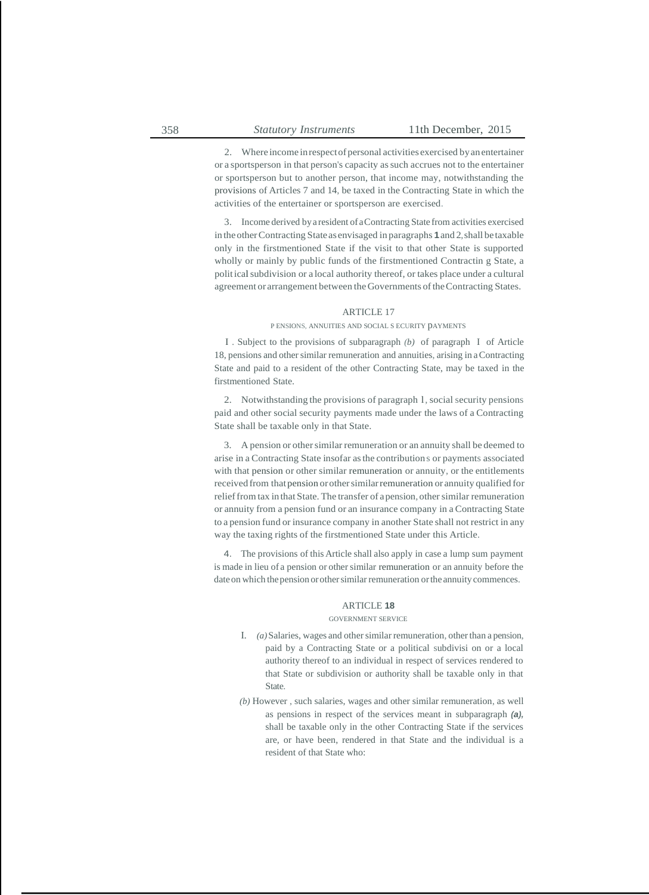2. Where income in respect of personal activities exercised by an entertainer or a sportsperson in that person's capacity as such accrues not to the entertainer or sportsperson but to another person, that income may, notwithstanding the provisions of Articles 7 and 14, be taxed in the Contracting State in which the activities of the entertainer or sportsperson are exercised.

3. Income derived by a resident of a Contracting State from activities exercised in the other Contracting State as envisaged in paragraphs **1** and 2, shall be taxable only in the firstmentioned State if the visit to that other State is supported wholly or mainly by public funds of the firstmentioned Contractin g State, a polit ical subdivision or a local authority thereof, or takes place under a cultural agreement or arrangement between the Governments of the Contracting States.

## ARTICLE 17

### PENSIONS, ANNUITIES AND SOCIAL SECURITY PAYMENTS

I . Subject to the provisions of subparagraph *(b)* of paragraph I of Article 18, pensions and other similar remuneration and annuities, arising in a Contracting State and paid to a resident of the other Contracting State, may be taxed in the firstmentioned State.

2. Notwithstanding the provisions of paragraph 1, social security pensions paid and other social security payments made under the laws of a Contracting State shall be taxable only in that State.

3. A pension or other similar remuneration or an annuity shall be deemed to arise in a Contracting State insofar as the contribution s or payments associated with that pension or other similar remuneration or annuity, or the entitlements received from that pension or other similar remuneration or annuity qualified for relief from tax in that State. The transfer of a pension, other similar remuneration or annuity from a pension fund or an insurance company in a Contracting State to a pension fund or insurance company in another State shall not restrict in any way the taxing rights of the firstmentioned State under this Article.

4. The provisions of this Article shall also apply in case a lump sum payment is made in lieu of a pension or other similar remuneration or an annuity before the date on which the pension or other similar remuneration or the annuity commences.

## ARTICLE **18**

### GOVERNMENT SERVICE

I. *(a)* Salaries, wages and other similar remuneration, other than a pension, paid by a Contracting State or a political subdivisi on or a local authority thereof to an individual in respect of services rendered to that State or subdivision or authority shall be taxable only in that State.

*(b)* However , such salaries, wages and other similar remuneration, as well as pensions in respect of the services meant in subparagraph ***(a)***, shall be taxable only in the other Contracting State if the services are, or have been, rendered in that State and the individual is a resident of that State who: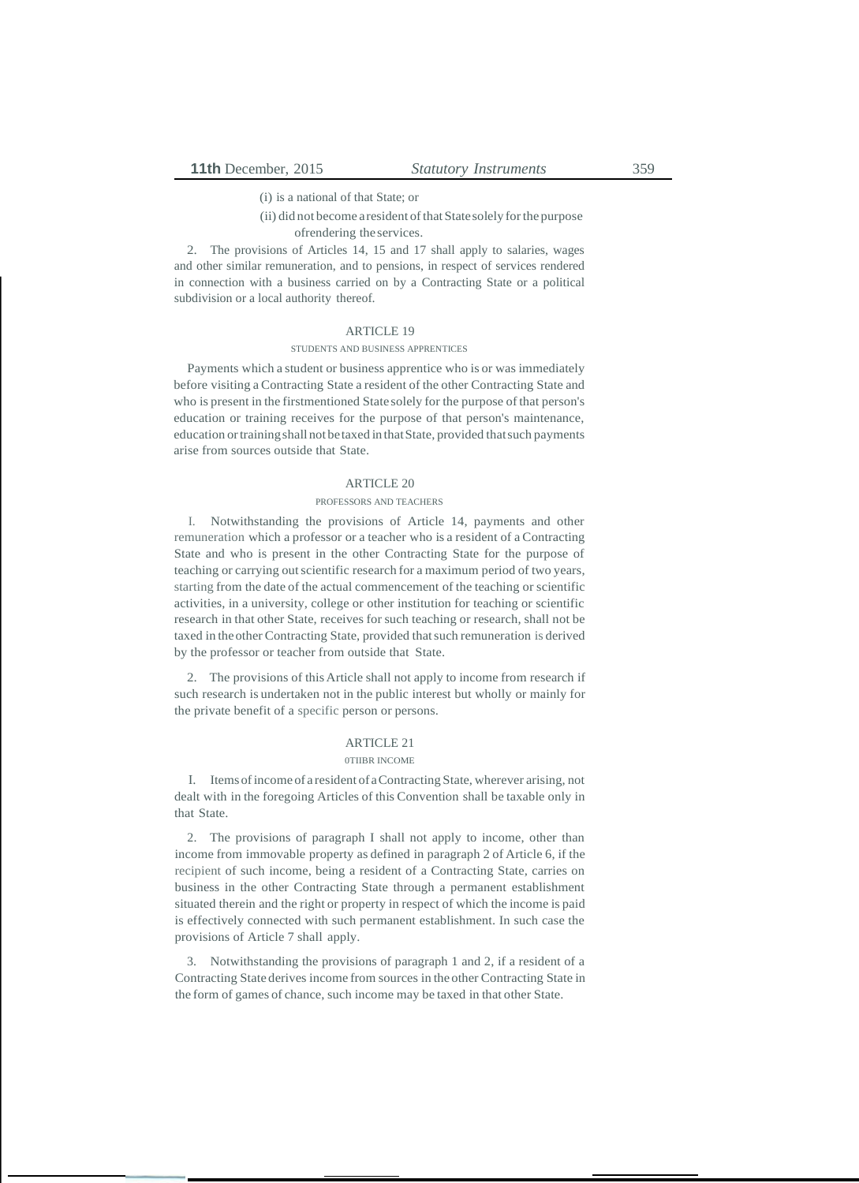(i) is a national of that State; or

(ii) did not become a resident of that State solely for the purpose ofrendering the services.

2. The provisions of Articles 14, 15 and 17 shall apply to salaries, wages and other similar remuneration, and to pensions, in respect of services rendered in connection with a business carried on by a Contracting State or a political subdivision or a local authority thereof.

## ARTICLE 19

### STUDENTS AND BUSINESS APPRENTICES

Payments which a student or business apprentice who is or was immediately before visiting a Contracting State a resident of the other Contracting State and who is present in the firstmentioned State solely for the purpose of that person's education or training receives for the purpose of that person's maintenance, education or training shall not be taxed in that State, provided that such payments arise from sources outside that State.

## ARTICLE 20

### PROFESSORS AND TEACHERS

I. Notwithstanding the provisions of Article 14, payments and other remuneration which a professor or a teacher who is a resident of a Contracting State and who is present in the other Contracting State for the purpose of teaching or carrying out scientific research for a maximum period of two years, starting from the date of the actual commencement of the teaching or scientific activities, in a university, college or other institution for teaching or scientific research in that other State, receives for such teaching or research, shall not be taxed in the other Contracting State, provided that such remuneration is derived by the professor or teacher from outside that State.

2. The provisions of this Article shall not apply to income from research if such research is undertaken not in the public interest but wholly or mainly for the private benefit of a specific person or persons.

## ARTICLE 21

### 0TIIBR INCOME

I. Items of income of a resident of a Contracting State, wherever arising, not dealt with in the foregoing Articles of this Convention shall be taxable only in that State.

2. The provisions of paragraph I shall not apply to income, other than income from immovable property as defined in paragraph 2 of Article 6, if the recipient of such income, being a resident of a Contracting State, carries on business in the other Contracting State through a permanent establishment situated therein and the right or property in respect of which the income is paid is effectively connected with such permanent establishment. In such case the provisions of Article 7 shall apply.

3. Notwithstanding the provisions of paragraph 1 and 2, if a resident of a Contracting State derives income from sources in the other Contracting State in the form of games of chance, such income may be taxed in that other State.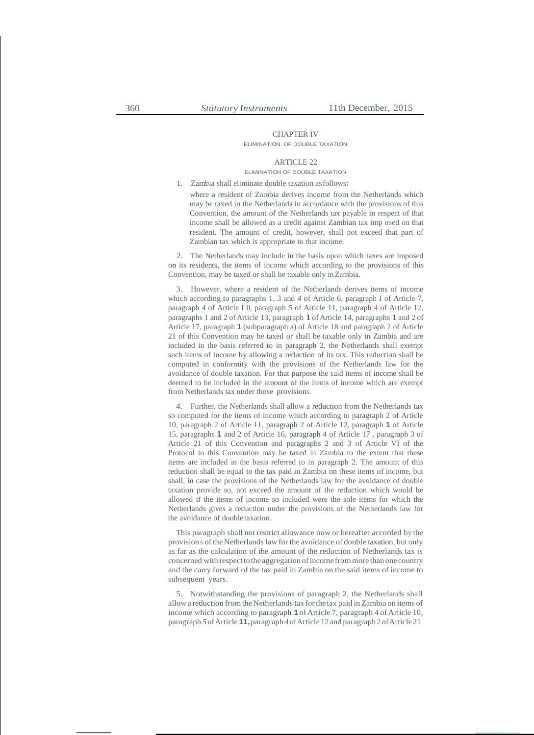## CHAPTER IV

ELIMINATION OF DOUBLE TAXATION

### ARTICLE 22

ELIMINATION OF DOUBLE TAXATION

1. Zambia shall eliminate double taxation as follows:

   where a resident of Zambia derives income from the Netherlands which may be taxed in the Netherlands in accordance with the provisions of this Convention, the amount of the Netherlands tax payable in respect of that income shall be allowed as a credit against Zambian tax imposed on that resident. The amount of credit, however, shall not exceed that part of Zambian tax which is appropriate to that income.

2. The Netherlands may include in the basis upon which taxes are imposed on its residents, the items of income which according to the provisions of this Convention, may be taxed or shall be taxable only in Zambia.

3. However, where a resident of the Netherlands derives items of income which according to paragraphs 1, 3 and 4 of Article 6, paragraph I of Article 7, paragraph 4 of Article I 0, paragraph *5* of Article 11, paragraph 4 of Article 12, paragraphs I and 2 of Article 13, paragraph **1** of Article 14, paragraphs **1** and 2 of Article 17, paragraph **1** (subparagraph a) of Article 18 and paragraph 2 of Article 21 of this Convention may be taxed or shall be taxable only in Zambia and are included in the basis referred to in paragraph 2, the Netherlands shall exempt such items of income by allowing a reduction of its tax. This reduction shall be computed in conformity with the provisions of the Netherlands law for the avoidance of double taxation. For that purpose the said items of income shall be deemed to be included in the amount of the items of income which are exempt from Netherlands tax under those provisions.

4. Further, the Netherlands shall allow a reduction from the Netherlands tax so computed for the items of income which according to paragraph 2 of Article 10, paragraph 2 of Article 11, paragraph 2 of Article 12, paragraph **1** of Article 15, paragraphs **1** and 2 of Article 16, paragraph 4 of Article 17 , paragraph 3 of Article 21 of this Convention and paragraphs 2 and 3 of Article VI of the Protocol to this Convention may be taxed in Zambia to the extent that these items are included in the basis referred to in paragraph 2. The amount of this reduction shall be equal to the tax paid in Zambia on these items of income, but shall, in case the provisions of the Netherlands law for the avoidance of double taxation provide so, not exceed the amount of the reduction which would be allowed if the items of income so included were the sole items for which the Netherlands gives a reduction under the provisions of the Netherlands law for the avoidance of double taxation.

This paragraph shall not restrict allowance now or hereafter accorded by the provisions of the Netherlands law for the avoidance of double taxation, but only as far as the calculation of the amount of the reduction of Netherlands tax is concerned with respect to the aggregation of income from more than one country and the carry forward of the tax paid in Zambia on the said items of income to subsequent years.

5. Notwithstanding the provisions of paragraph 2, the Netherlands shall allow a reduction from the Netherlands tax for the tax paid in Zambia on items of income which according to paragraph **1** of Article 7, paragraph 4 of Article 10, paragraph *5* of Article **11,** paragraph 4 of Article 12 and paragraph 2 of Article 21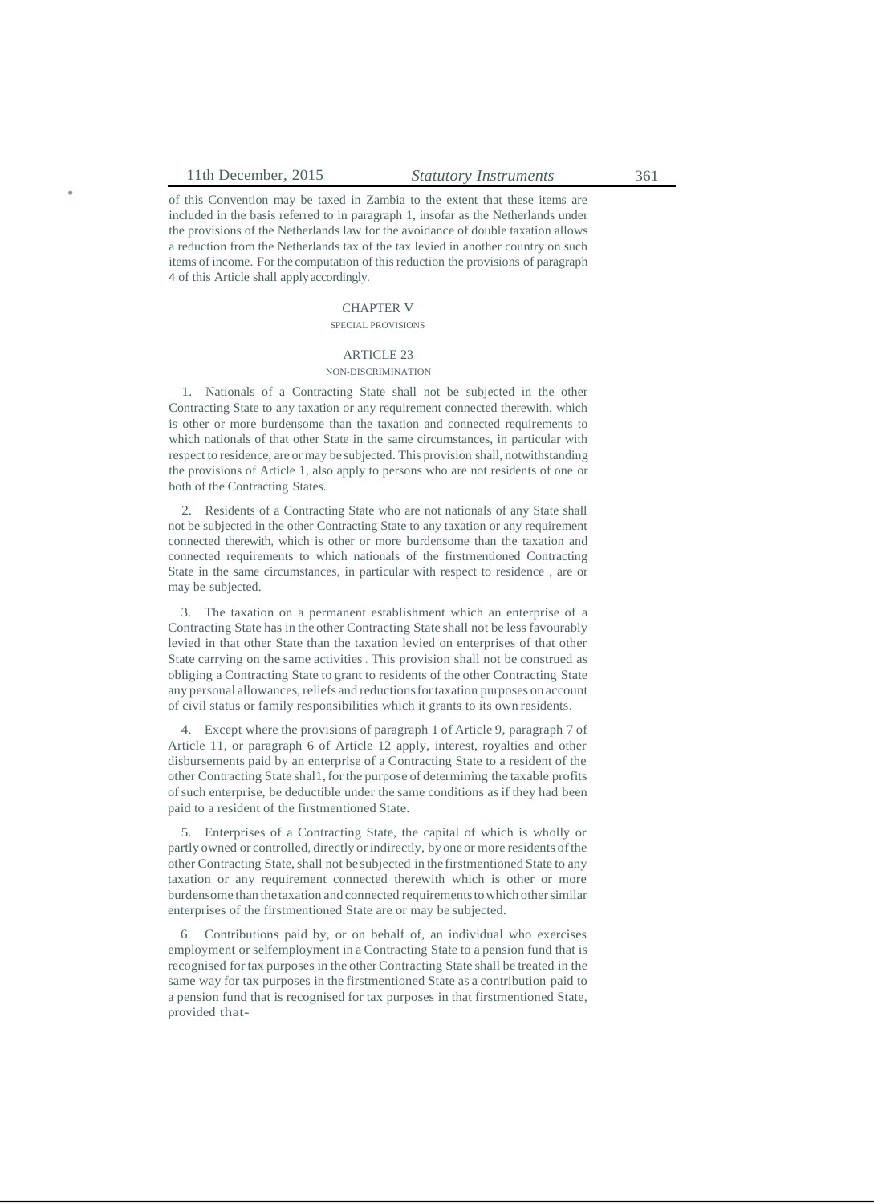of this Convention may be taxed in Zambia to the extent that these items are included in the basis referred to in paragraph 1, insofar as the Netherlands under the provisions of the Netherlands law for the avoidance of double taxation allows a reduction from the Netherlands tax of the tax levied in another country on such items of income. For the computation of this reduction the provisions of paragraph 4 of this Article shall apply accordingly.

## CHAPTER V

### SPECIAL PROVISIONS

### ARTICLE 23

#### NON-DISCRIMINATION

1. Nationals of a Contracting State shall not be subjected in the other Contracting State to any taxation or any requirement connected therewith, which is other or more burdensome than the taxation and connected requirements to which nationals of that other State in the same circumstances, in particular with respect to residence, are or may be subjected. This provision shall, notwithstanding the provisions of Article 1, also apply to persons who are not residents of one or both of the Contracting States.

2. Residents of a Contracting State who are not nationals of any State shall not be subjected in the other Contracting State to any taxation or any requirement connected therewith, which is other or more burdensome than the taxation and connected requirements to which nationals of the firstrnentioned Contracting State in the same circumstances, in particular with respect to residence , are or may be subjected.

3. The taxation on a permanent establishment which an enterprise of a Contracting State has in the other Contracting State shall not be less favourably levied in that other State than the taxation levied on enterprises of that other State carrying on the same activities . This provision shall not be construed as obliging a Contracting State to grant to residents of the other Contracting State any personal allowances, reliefs and reductions for taxation purposes on account of civil status or family responsibilities which it grants to its own residents.

4. Except where the provisions of paragraph 1 of Article 9, paragraph 7 of Article 11, or paragraph 6 of Article 12 apply, interest, royalties and other disbursements paid by an enterprise of a Contracting State to a resident of the other Contracting State shal1, for the purpose of determining the taxable profits of such enterprise, be deductible under the same conditions as if they had been paid to a resident of the firstmentioned State.

5. Enterprises of a Contracting State, the capital of which is wholly or partly owned or controlled, directly or indirectly, by one or more residents of the other Contracting State, shall not be subjected in the firstmentioned State to any taxation or any requirement connected therewith which is other or more burdensome than the taxation and connected requirements to which other similar enterprises of the firstmentioned State are or may be subjected.

6. Contributions paid by, or on behalf of, an individual who exercises employment or selfemployment in a Contracting State to a pension fund that is recognised for tax purposes in the other Contracting State shall be treated in the same way for tax purposes in the firstmentioned State as a contribution paid to a pension fund that is recognised for tax purposes in that firstmentioned State, provided that-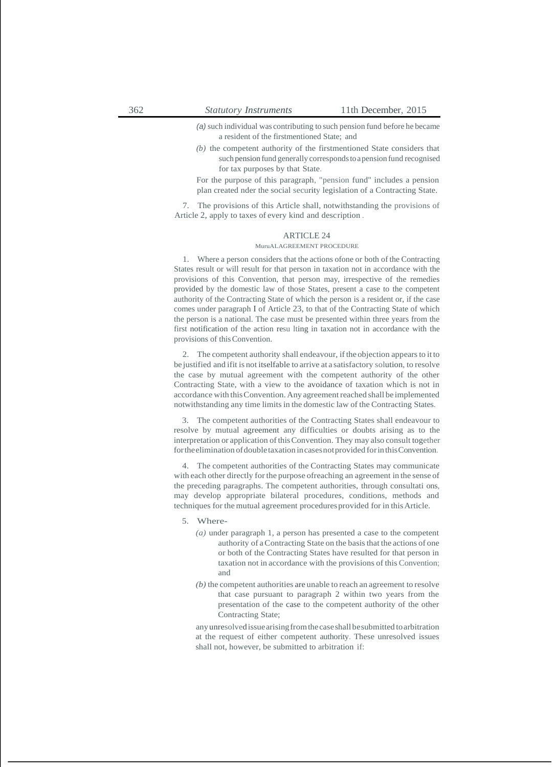(a) such individual was contributing to such pension fund before he became a resident of the firstmentioned State; and

(b) the competent authority of the firstmentioned State considers that such pension fund generally corresponds to a pension fund recognised for tax purposes by that State.

For the purpose of this paragraph, "pension fund" includes a pension plan created nder the social security legislation of a Contracting State.

7. The provisions of this Article shall, notwithstanding the provisions of Article 2, apply to taxes of every kind and description .

## ARTICLE 24

### MuruALAGREEMENT PROCEDURE

1. Where a person considers that the actions ofone or both of the Contracting States result or will result for that person in taxation not in accordance with the provisions of this Convention, that person may, irrespective of the remedies provided by the domestic law of those States, present a case to the competent authority of the Contracting State of which the person is a resident or, if the case comes under paragraph I of Article 23, to that of the Contracting State of which the person is a national. The case must be presented within three years from the first notification of the action resu lting in taxation not in accordance with the provisions of this Convention.

2. The competent authority shall endeavour, if the objection appears to it to be justified and ifit is not itselfable to arrive at a satisfactory solution, to resolve the case by mutual agreement with the competent authority of the other Contracting State, with a view to the avoidance of taxation which is not in accordance with this Convention. Any agreement reached shall be implemented notwithstanding any time limits in the domestic law of the Contracting States.

3. The competent authorities of the Contracting States shall endeavour to resolve by mutual agreement any difficulties or doubts arising as to the interpretation or application of this Convention. They may also consult together for the elimination of double taxation in cases not provided for in this Convention.

4. The competent authorities of the Contracting States may communicate with each other directly for the purpose ofreaching an agreement in the sense of the preceding paragraphs. The competent authorities, through consultati ons, may develop appropriate bilateral procedures, conditions, methods and techniques for the mutual agreement procedures provided for in this Article.

5. Where-

(a) under paragraph 1, a person has presented a case to the competent authority of a Contracting State on the basis that the actions of one or both of the Contracting States have resulted for that person in taxation not in accordance with the provisions of this Convention; and

(b) the competent authorities are unable to reach an agreement to resolve that case pursuant to paragraph 2 within two years from the presentation of the case to the competent authority of the other Contracting State;

any unresolved issue arising from the case shall be submitted to arbitration at the request of either competent authority. These unresolved issues shall not, however, be submitted to arbitration if: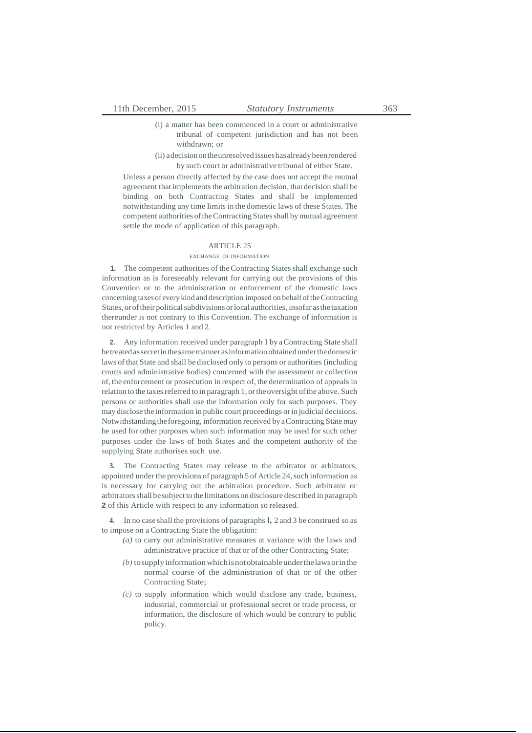(i) a matter has been commenced in a court or administrative tribunal of competent jurisdiction and has not been withdrawn; or

(ii) a decision on the unresolved issues has already been rendered by such court or administrative tribunal of either State.

Unless a person directly affected by the case does not accept the mutual agreement that implements the arbitration decision, that decision shall be binding on both Contracting States and shall be implemented notwithstanding any time limits in the domestic laws of these States. The competent authorities of the Contracting States shall by mutual agreement settle the mode of application of this paragraph.

## ARTICLE 25

### EXCHANGE OF INFORMATION

**1.** The competent authorities of the Contracting States shall exchange such information as is foreseeably relevant for carrying out the provisions of this Convention or to the administration or enforcement of the domestic laws concerning taxes of every kind and description imposed on behalf of the Contracting States, or of their political subdivisions or local authorities, insofar as the taxation thereunder is not contrary to this Convention. The exchange of information is not restricted by Articles 1 and 2.

**2.** Any information received under paragraph I by a Contracting State shall be treated as secret in the same manner as information obtained under the domestic laws of that State and shall be disclosed only to persons or authorities (including courts and administrative bodies) concerned with the assessment or collection of, the enforcement or prosecution in respect of, the determination of appeals in relation to the taxes referred to in paragraph 1, or the oversight of the above. Such persons or authorities shall use the information only for such purposes. They may disclose the information in public court proceedings or in judicial decisions. Notwithstanding the foregoing, information received by a Contracting State may be used for other purposes when such information may be used for such other purposes under the laws of both States and the competent authority of the supplying State authorises such use.

**3.** The Contracting States may release to the arbitrator or arbitrators, appointed under the provisions of paragraph 5 of Article 24, such information as is necessary for carrying out the arbitration procedure. Such arbitrator or arbitrators shall be subject to the limitations on disclosure described in paragraph **2** of this Article with respect to any information so released.

**4.** In no case shall the provisions of paragraphs **l,** 2 and 3 be construed so as to impose on a Contracting State the obligation:

*(a)* to carry out administrative measures at variance with the laws and administrative practice of that or of the other Contracting State;

*(b)* to supply information which is not obtainable under the laws or in the normal course of the administration of that or of the other Contracting State;

*(c)* to supply information which would disclose any trade, business, industrial, commercial or professional secret or trade process, or information, the disclosure of which would be contrary to public policy.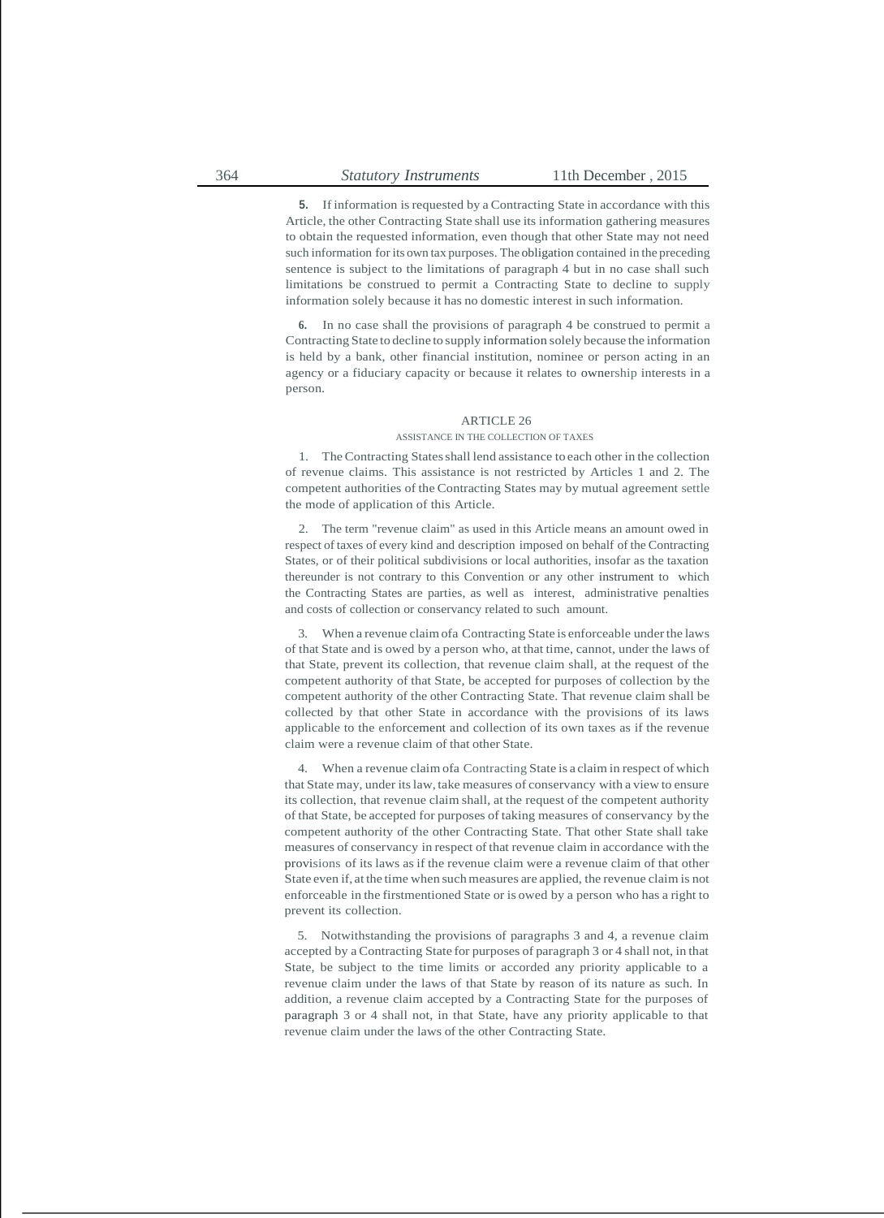**5.** If information is requested by a Contracting State in accordance with this Article, the other Contracting State shall use its information gathering measures to obtain the requested information, even though that other State may not need such information for its own tax purposes. The obligation contained in the preceding sentence is subject to the limitations of paragraph 4 but in no case shall such limitations be construed to permit a Contracting State to decline to supply information solely because it has no domestic interest in such information.

**6.** In no case shall the provisions of paragraph 4 be construed to permit a Contracting State to decline to supply information solely because the information is held by a bank, other financial institution, nominee or person acting in an agency or a fiduciary capacity or because it relates to ownership interests in a person.

## ARTICLE 26

### ASSISTANCE IN THE COLLECTION OF TAXES

1. The Contracting States shall lend assistance to each other in the collection of revenue claims. This assistance is not restricted by Articles 1 and 2. The competent authorities of the Contracting States may by mutual agreement settle the mode of application of this Article.

2. The term "revenue claim" as used in this Article means an amount owed in respect of taxes of every kind and description imposed on behalf of the Contracting States, or of their political subdivisions or local authorities, insofar as the taxation thereunder is not contrary to this Convention or any other instrument to which the Contracting States are parties, as well as interest, administrative penalties and costs of collection or conservancy related to such amount.

3. When a revenue claim ofa Contracting State is enforceable under the laws of that State and is owed by a person who, at that time, cannot, under the laws of that State, prevent its collection, that revenue claim shall, at the request of the competent authority of that State, be accepted for purposes of collection by the competent authority of the other Contracting State. That revenue claim shall be collected by that other State in accordance with the provisions of its laws applicable to the enforcement and collection of its own taxes as if the revenue claim were a revenue claim of that other State.

4. When a revenue claim ofa Contracting State is a claim in respect of which that State may, under its law, take measures of conservancy with a view to ensure its collection, that revenue claim shall, at the request of the competent authority of that State, be accepted for purposes of taking measures of conservancy by the competent authority of the other Contracting State. That other State shall take measures of conservancy in respect of that revenue claim in accordance with the provisions of its laws as if the revenue claim were a revenue claim of that other State even if, at the time when such measures are applied, the revenue claim is not enforceable in the firstmentioned State or is owed by a person who has a right to prevent its collection.

5. Notwithstanding the provisions of paragraphs 3 and 4, a revenue claim accepted by a Contracting State for purposes of paragraph 3 or 4 shall not, in that State, be subject to the time limits or accorded any priority applicable to a revenue claim under the laws of that State by reason of its nature as such. In addition, a revenue claim accepted by a Contracting State for the purposes of paragraph 3 or 4 shall not, in that State, have any priority applicable to that revenue claim under the laws of the other Contracting State.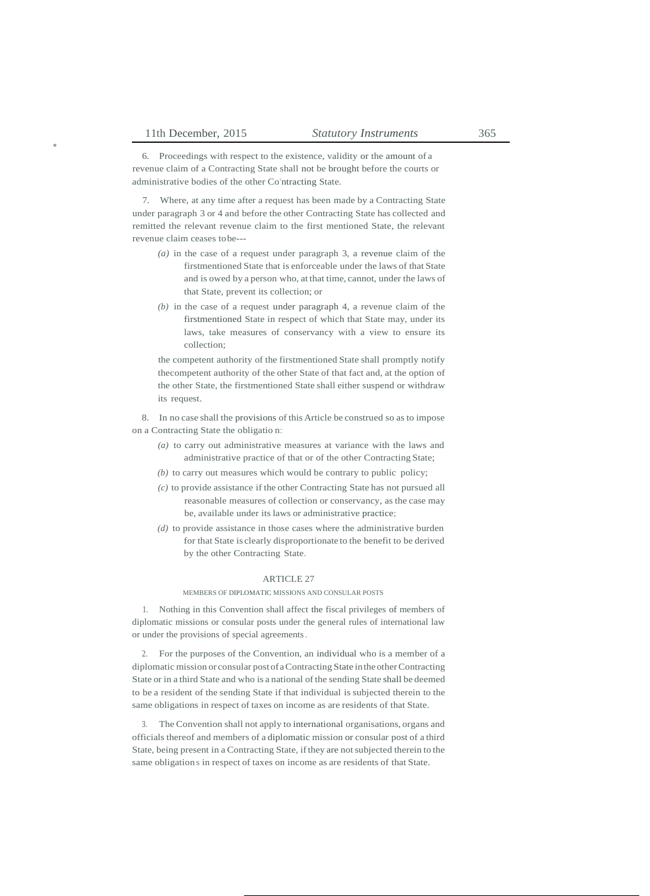6. Proceedings with respect to the existence, validity or the amount of a revenue claim of a Contracting State shall not be brought before the courts or administrative bodies of the other Co'ntracting State.

7. Where, at any time after a request has been made by a Contracting State under paragraph 3 or 4 and before the other Contracting State has collected and remitted the relevant revenue claim to the first mentioned State, the relevant revenue claim ceases to be---

*(a)* in the case of a request under paragraph 3, a revenue claim of the firstmentioned State that is enforceable under the laws of that State and is owed by a person who, at that time, cannot, under the laws of that State, prevent its collection; or

*(b)* in the case of a request under paragraph 4, a revenue claim of the firstmentioned State in respect of which that State may, under its laws, take measures of conservancy with a view to ensure its collection;

the competent authority of the firstmentioned State shall promptly notify thecompetent authority of the other State of that fact and, at the option of the other State, the firstmentioned State shall either suspend or withdraw its request.

8. In no case shall the provisions of this Article be construed so as to impose on a Contracting State the obligatio n:

*(a)* to carry out administrative measures at variance with the laws and administrative practice of that or of the other Contracting State;

*(b)* to carry out measures which would be contrary to public policy;

*(c)* to provide assistance if the other Contracting State has not pursued all reasonable measures of collection or conservancy, as the case may be, available under its laws or administrative practice;

*(d)* to provide assistance in those cases where the administrative burden for that State is clearly disproportionate to the benefit to be derived by the other Contracting State.

## ARTICLE 27

### MEMBERS OF DIPLOMATIC MISSIONS AND CONSULAR POSTS

1. Nothing in this Convention shall affect the fiscal privileges of members of diplomatic missions or consular posts under the general rules of international law or under the provisions of special agreements.

2. For the purposes of the Convention, an individual who is a member of a diplomatic mission or consular post of a Contracting State in the other Contracting State or in a third State and who is a national of the sending State shall be deemed to be a resident of the sending State if that individual is subjected therein to the same obligations in respect of taxes on income as are residents of that State.

3. The Convention shall not apply to international organisations, organs and officials thereof and members of a diplomatic mission or consular post of a third State, being present in a Contracting State, if they are not subjected therein to the same obligations in respect of taxes on income as are residents of that State.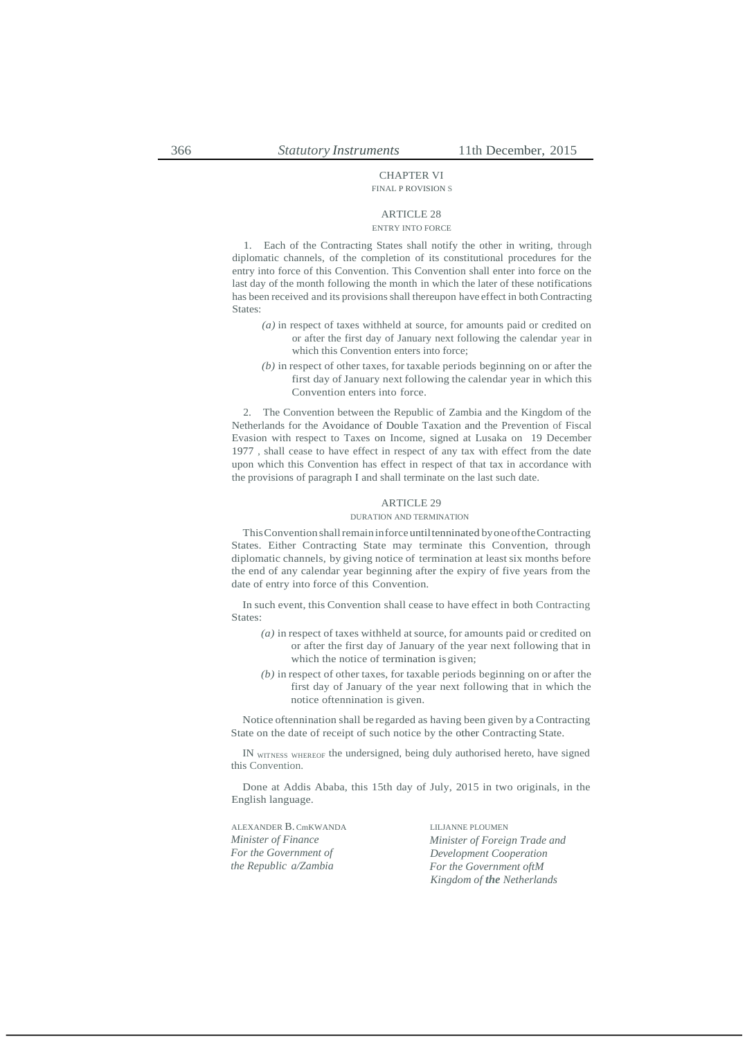## CHAPTER VI

FINAL P ROVISION S

### ARTICLE 28

ENTRY INTO FORCE

1. Each of the Contracting States shall notify the other in writing, through diplomatic channels, of the completion of its constitutional procedures for the entry into force of this Convention. This Convention shall enter into force on the last day of the month following the month in which the later of these notifications has been received and its provisions shall thereupon have effect in both Contracting States:

*(a)* in respect of taxes withheld at source, for amounts paid or credited on or after the first day of January next following the calendar year in which this Convention enters into force;

*(b)* in respect of other taxes, for taxable periods beginning on or after the first day of January next following the calendar year in which this Convention enters into force.

2. The Convention between the Republic of Zambia and the Kingdom of the Netherlands for the Avoidance of Double Taxation and the Prevention of Fiscal Evasion with respect to Taxes on Income, signed at Lusaka on 19 December 1977 , shall cease to have effect in respect of any tax with effect from the date upon which this Convention has effect in respect of that tax in accordance with the provisions of paragraph I and shall terminate on the last such date.

### ARTICLE 29

DURATION AND TERMINATION

This Convention shall remain in force until tenninated by one of the Contracting States. Either Contracting State may terminate this Convention, through diplomatic channels, by giving notice of termination at least six months before the end of any calendar year beginning after the expiry of five years from the date of entry into force of this Convention.

In such event, this Convention shall cease to have effect in both Contracting States:

*(a)* in respect of taxes withheld at source, for amounts paid or credited on or after the first day of January of the year next following that in which the notice of termination is given;

*(b)* in respect of other taxes, for taxable periods beginning on or after the first day of January of the year next following that in which the notice oftennination is given.

Notice oftennination shall be regarded as having been given by a Contracting State on the date of receipt of such notice by the other Contracting State.

IN WITNESS WHEREOF the undersigned, being duly authorised hereto, have signed this Convention.

Done at Addis Ababa, this 15th day of July, 2015 in two originals, in the English language.

ALEXANDER B. CmKWANDA
*Minister of Finance*
*For the Government of*
*the Republic a/Zambia*

LILJANNE PLOUMEN
*Minister of Foreign Trade and*
*Development Cooperation*
*For the Government oftM*
*Kingdom of **the** Netherlands*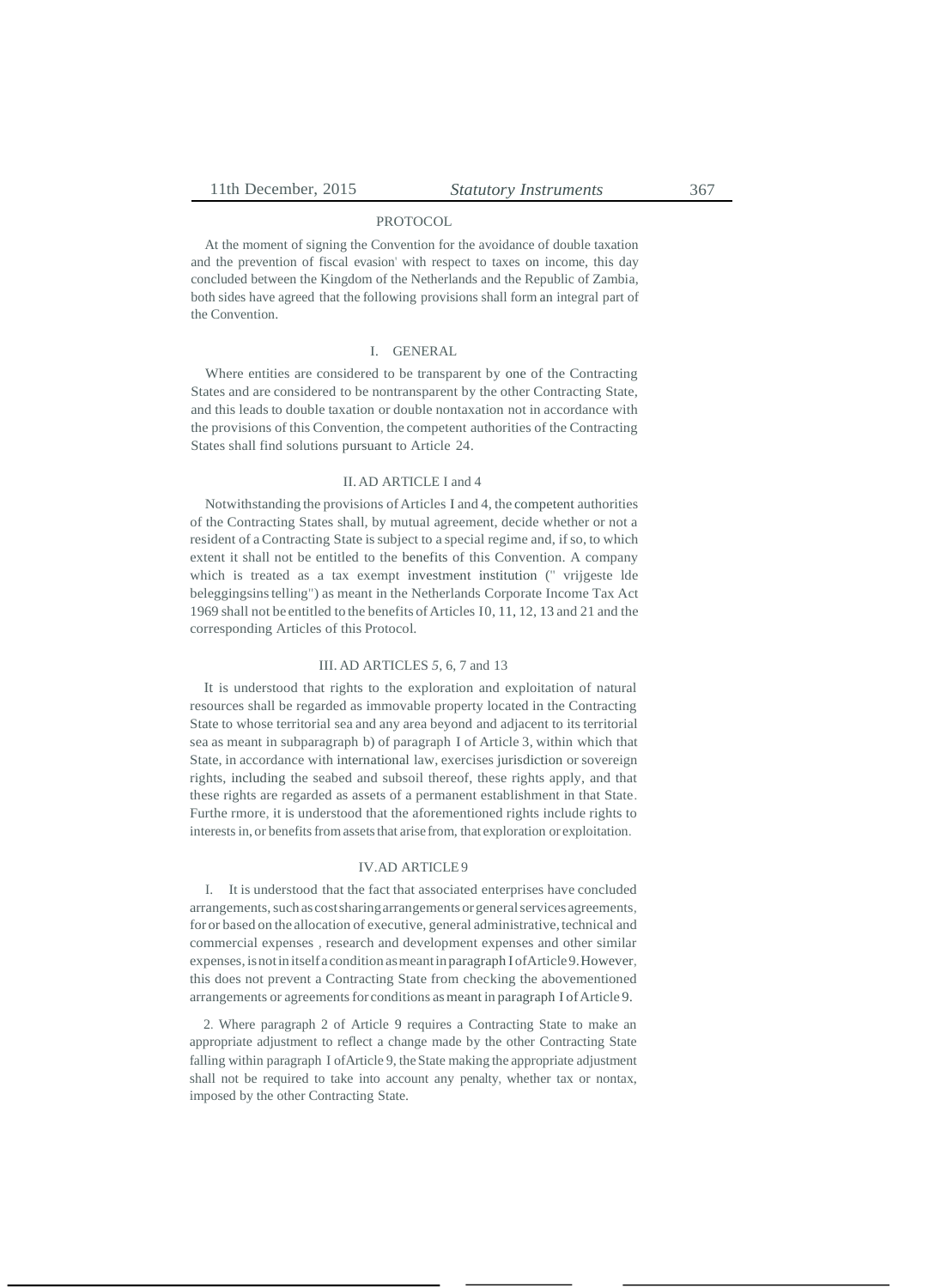## PROTOCOL

At the moment of signing the Convention for the avoidance of double taxation and the prevention of fiscal evasion' with respect to taxes on income, this day concluded between the Kingdom of the Netherlands and the Republic of Zambia, both sides have agreed that the following provisions shall form an integral part of the Convention.

### I. GENERAL

Where entities are considered to be transparent by one of the Contracting States and are considered to be nontransparent by the other Contracting State, and this leads to double taxation or double nontaxation not in accordance with the provisions of this Convention, the competent authorities of the Contracting States shall find solutions pursuant to Article 24.

### II. AD ARTICLE I and 4

Notwithstanding the provisions of Articles I and 4, the competent authorities of the Contracting States shall, by mutual agreement, decide whether or not a resident of a Contracting State is subject to a special regime and, if so, to which extent it shall not be entitled to the benefits of this Convention. A company which is treated as a tax exempt investment institution (" vrijgeste lde beleggingsins telling") as meant in the Netherlands Corporate Income Tax Act 1969 shall not be entitled to the benefits of Articles I0, 11, 12, 13 and 21 and the corresponding Articles of this Protocol.

### III. AD ARTICLES 5, 6, 7 and 13

It is understood that rights to the exploration and exploitation of natural resources shall be regarded as immovable property located in the Contracting State to whose territorial sea and any area beyond and adjacent to its territorial sea as meant in subparagraph b) of paragraph I of Article 3, within which that State, in accordance with international law, exercises jurisdiction or sovereign rights, including the seabed and subsoil thereof, these rights apply, and that these rights are regarded as assets of a permanent establishment in that State. Furthe rmore, it is understood that the aforementioned rights include rights to interests in, or benefits from assets that arise from, that exploration or exploitation.

### IV. AD ARTICLE 9

I. It is understood that the fact that associated enterprises have concluded arrangements, such as cost sharing arrangements or general services agreements, for or based on the allocation of executive, general administrative, technical and commercial expenses , research and development expenses and other similar expenses, is not in itself a condition as meant in paragraph I of Article 9. However, this does not prevent a Contracting State from checking the abovementioned arrangements or agreements for conditions as meant in paragraph I of Article 9.

2. Where paragraph 2 of Article 9 requires a Contracting State to make an appropriate adjustment to reflect a change made by the other Contracting State falling within paragraph I of Article 9, the State making the appropriate adjustment shall not be required to take into account any penalty, whether tax or nontax, imposed by the other Contracting State.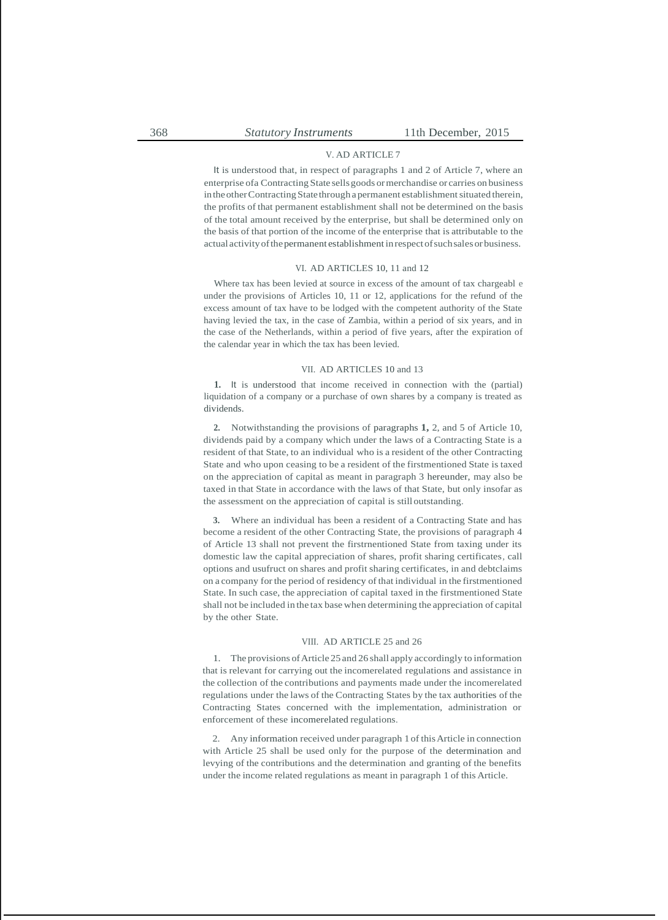### V. AD ARTICLE 7

It is understood that, in respect of paragraphs 1 and 2 of Article 7, where an enterprise ofa Contracting State sells goods or merchandise or carries on business in the other Contracting State through a permanent establishment situated therein, the profits of that permanent establishment shall not be determined on the basis of the total amount received by the enterprise, but shall be determined only on the basis of that portion of the income of the enterprise that is attributable to the actual activity of the permanent establishment in respect of such sales or business.

### VI. AD ARTICLES 10, 11 and 12

Where tax has been levied at source in excess of the amount of tax chargeabl e under the provisions of Articles 10, 11 or 12, applications for the refund of the excess amount of tax have to be lodged with the competent authority of the State having levied the tax, in the case of Zambia, within a period of six years, and in the case of the Netherlands, within a period of five years, after the expiration of the calendar year in which the tax has been levied.

### VII. AD ARTICLES 10 and 13

**1.** It is understood that income received in connection with the (partial) liquidation of a company or a purchase of own shares by a company is treated as dividends.

**2.** Notwithstanding the provisions of paragraphs **1,** 2, and 5 of Article 10, dividends paid by a company which under the laws of a Contracting State is a resident of that State, to an individual who is a resident of the other Contracting State and who upon ceasing to be a resident of the firstmentioned State is taxed on the appreciation of capital as meant in paragraph 3 hereunder, may also be taxed in that State in accordance with the laws of that State, but only insofar as the assessment on the appreciation of capital is still outstanding.

**3.** Where an individual has been a resident of a Contracting State and has become a resident of the other Contracting State, the provisions of paragraph 4 of Article 13 shall not prevent the firstrnentioned State from taxing under its domestic law the capital appreciation of shares, profit sharing certificates, call options and usufruct on shares and profit sharing certificates, in and debtclaims on a company for the period of residency of that individual in the firstmentioned State. In such case, the appreciation of capital taxed in the firstmentioned State shall not be included in the tax base when determining the appreciation of capital by the other State.

### VIII. AD ARTICLE 25 and 26

1. The provisions of Article 25 and 26 shall apply accordingly to information that is relevant for carrying out the incomerelated regulations and assistance in the collection of the contributions and payments made under the incomerelated regulations under the laws of the Contracting States by the tax authorities of the Contracting States concerned with the implementation, administration or enforcement of these incomerelated regulations.

2. Any information received under paragraph 1 of this Article in connection with Article 25 shall be used only for the purpose of the determination and levying of the contributions and the determination and granting of the benefits under the income related regulations as meant in paragraph 1 of this Article.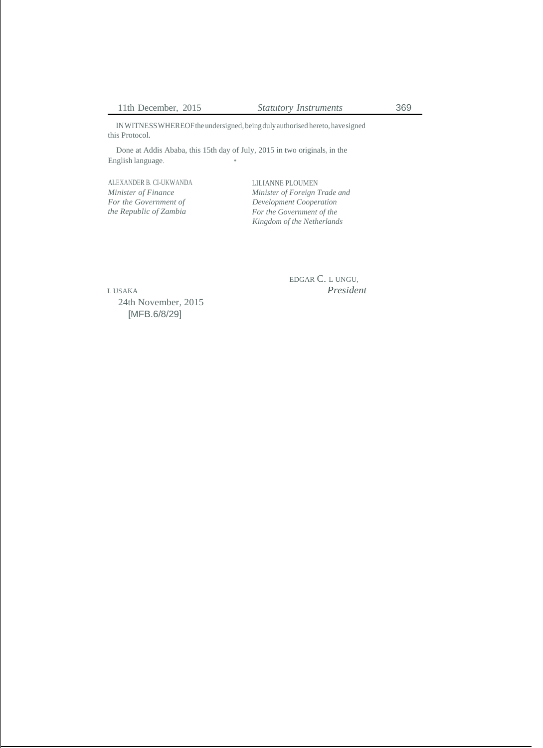IN WITNESS WHEREOF the undersigned, being duly authorised hereto, have signed this Protocol.

Done at Addis Ababa, this 15th day of July, 2015 in two originals, in the English language.

ALEXANDER B. CI-UKWANDA
*Minister of Finance*
*For the Government of*
*the Republic of Zambia*

LILIANNE PLOUMEN
*Minister of Foreign Trade and*
*Development Cooperation*
*For the Government of the*
*Kingdom of the Netherlands*

EDGAR C. L UNGU,
*President*

L USAKA
24th November, 2015
[MFB.6/8/29]